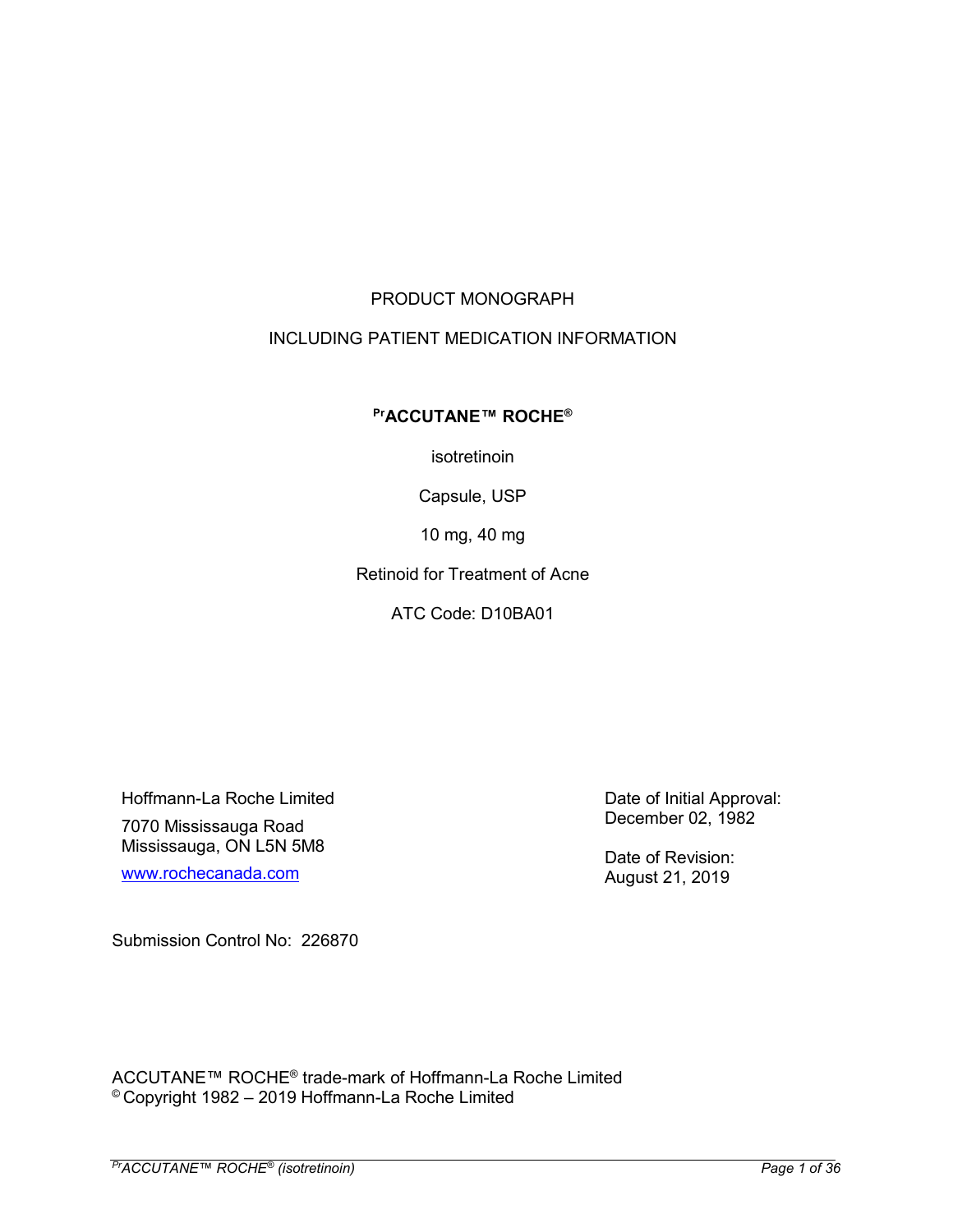PRODUCT MONOGRAPH

INCLUDING PATIENT MEDICATION INFORMATION

**PrACCUTANE™ ROCHE®**

isotretinoin

Capsule, USP

10 mg, 40 mg

Retinoid for Treatment of Acne

ATC Code: D10BA01

Hoffmann-La Roche Limited

7070 Mississauga Road
Mississauga, ON L5N 5M8

www.rochecanada.com

Date of Initial Approval:
December 02, 1982

Date of Revision:
August 21, 2019

Submission Control No: 226870

ACCUTANE™ ROCHE® trade-mark of Hoffmann-La Roche Limited
© Copyright 1982 – 2019 Hoffmann-La Roche Limited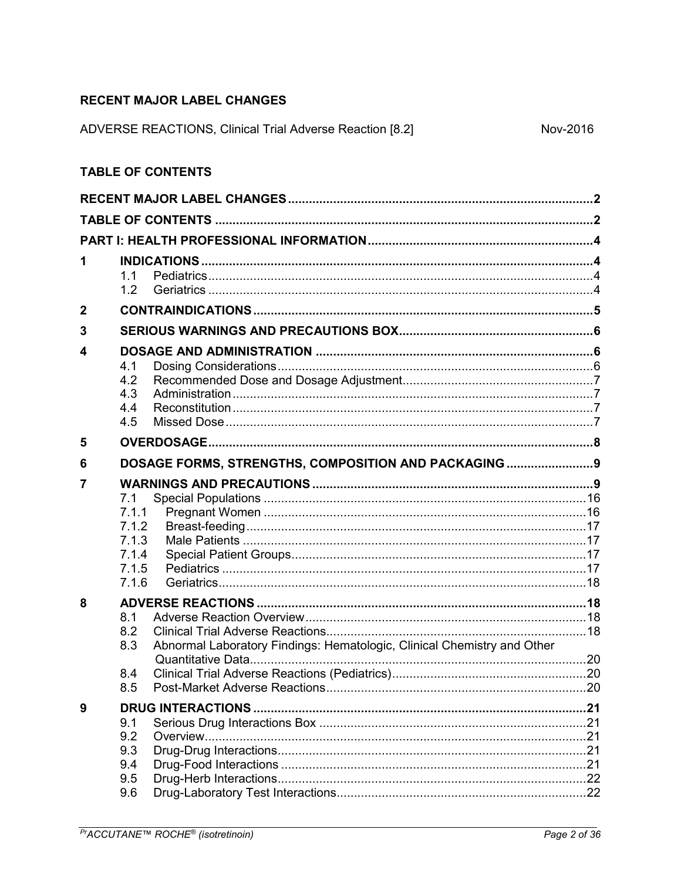## RECENT MAJOR LABEL CHANGES

ADVERSE REACTIONS, Clinical Trial Adverse Reaction [8.2] Nov-2016

## TABLE OF CONTENTS

| | | |
|---|---|---|
| **RECENT MAJOR LABEL CHANGES** | | **2** |
| **TABLE OF CONTENTS** | | **2** |
| **PART I: HEALTH PROFESSIONAL INFORMATION** | | **4** |
| **1** | **INDICATIONS** | **4** |
| | 1.1 Pediatrics | 4 |
| | 1.2 Geriatrics | 4 |
| **2** | **CONTRAINDICATIONS** | **5** |
| **3** | **SERIOUS WARNINGS AND PRECAUTIONS BOX** | **6** |
| **4** | **DOSAGE AND ADMINISTRATION** | **6** |
| | 4.1 Dosing Considerations | 6 |
| | 4.2 Recommended Dose and Dosage Adjustment | 7 |
| | 4.3 Administration | 7 |
| | 4.4 Reconstitution | 7 |
| | 4.5 Missed Dose | 7 |
| **5** | **OVERDOSAGE** | **8** |
| **6** | **DOSAGE FORMS, STRENGTHS, COMPOSITION AND PACKAGING** | **9** |
| **7** | **WARNINGS AND PRECAUTIONS** | **9** |
| | 7.1 Special Populations | 16 |
| | 7.1.1 Pregnant Women | 16 |
| | 7.1.2 Breast-feeding | 17 |
| | 7.1.3 Male Patients | 17 |
| | 7.1.4 Special Patient Groups | 17 |
| | 7.1.5 Pediatrics | 17 |
| | 7.1.6 Geriatrics | 18 |
| **8** | **ADVERSE REACTIONS** | **18** |
| | 8.1 Adverse Reaction Overview | 18 |
| | 8.2 Clinical Trial Adverse Reactions | 18 |
| | 8.3 Abnormal Laboratory Findings: Hematologic, Clinical Chemistry and Other Quantitative Data | 20 |
| | 8.4 Clinical Trial Adverse Reactions (Pediatrics) | 20 |
| | 8.5 Post-Market Adverse Reactions | 20 |
| **9** | **DRUG INTERACTIONS** | **21** |
| | 9.1 Serious Drug Interactions Box | 21 |
| | 9.2 Overview | 21 |
| | 9.3 Drug-Drug Interactions | 21 |
| | 9.4 Drug-Food Interactions | 21 |
| | 9.5 Drug-Herb Interactions | 22 |
| | 9.6 Drug-Laboratory Test Interactions | 22 |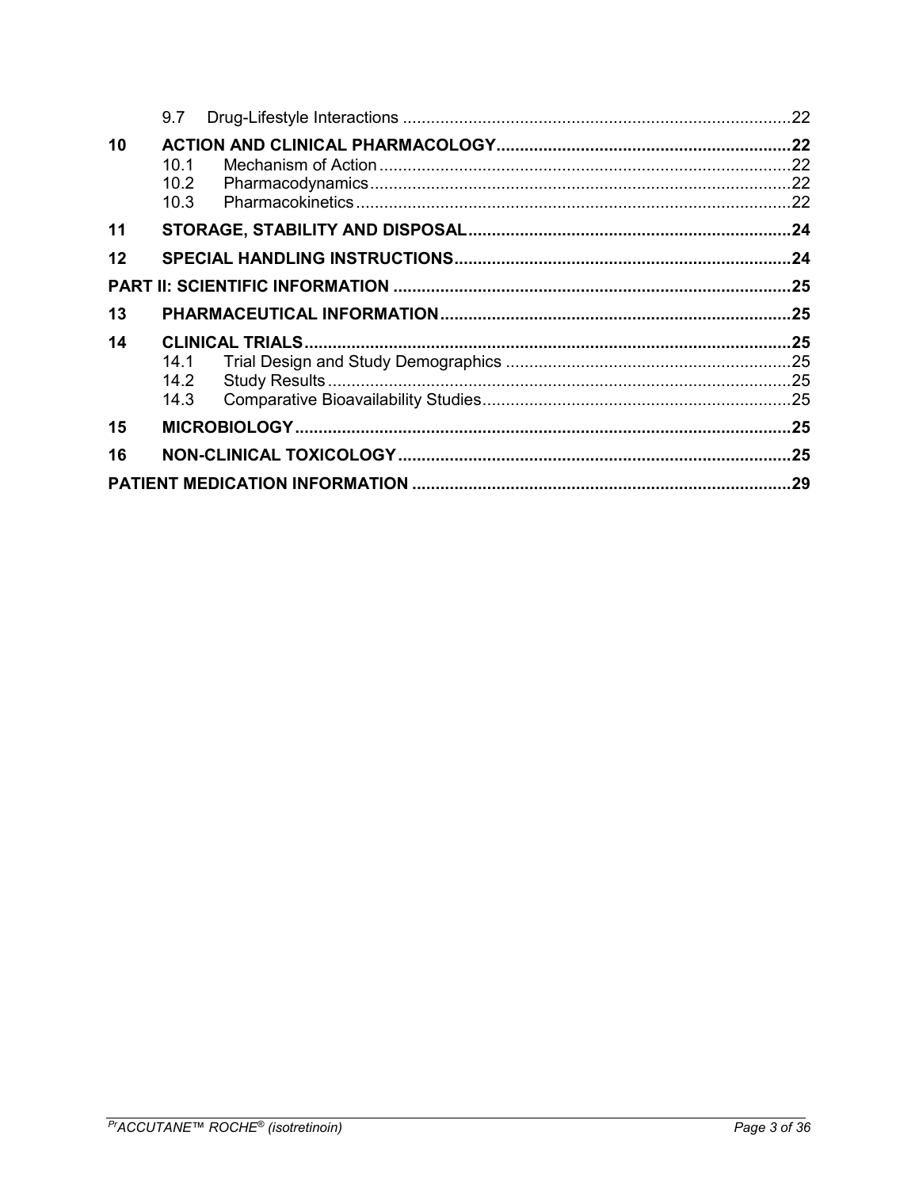| | | |
|---|---|---|
| 9.7 | Drug-Lifestyle Interactions | 22 |
| **10** | **ACTION AND CLINICAL PHARMACOLOGY** | **22** |
| 10.1 | Mechanism of Action | 22 |
| 10.2 | Pharmacodynamics | 22 |
| 10.3 | Pharmacokinetics | 22 |
| **11** | **STORAGE, STABILITY AND DISPOSAL** | **24** |
| **12** | **SPECIAL HANDLING INSTRUCTIONS** | **24** |
| **PART II: SCIENTIFIC INFORMATION** | | **25** |
| **13** | **PHARMACEUTICAL INFORMATION** | **25** |
| **14** | **CLINICAL TRIALS** | **25** |
| 14.1 | Trial Design and Study Demographics | 25 |
| 14.2 | Study Results | 25 |
| 14.3 | Comparative Bioavailability Studies | 25 |
| **15** | **MICROBIOLOGY** | **25** |
| **16** | **NON-CLINICAL TOXICOLOGY** | **25** |
| **PATIENT MEDICATION INFORMATION** | | **29** |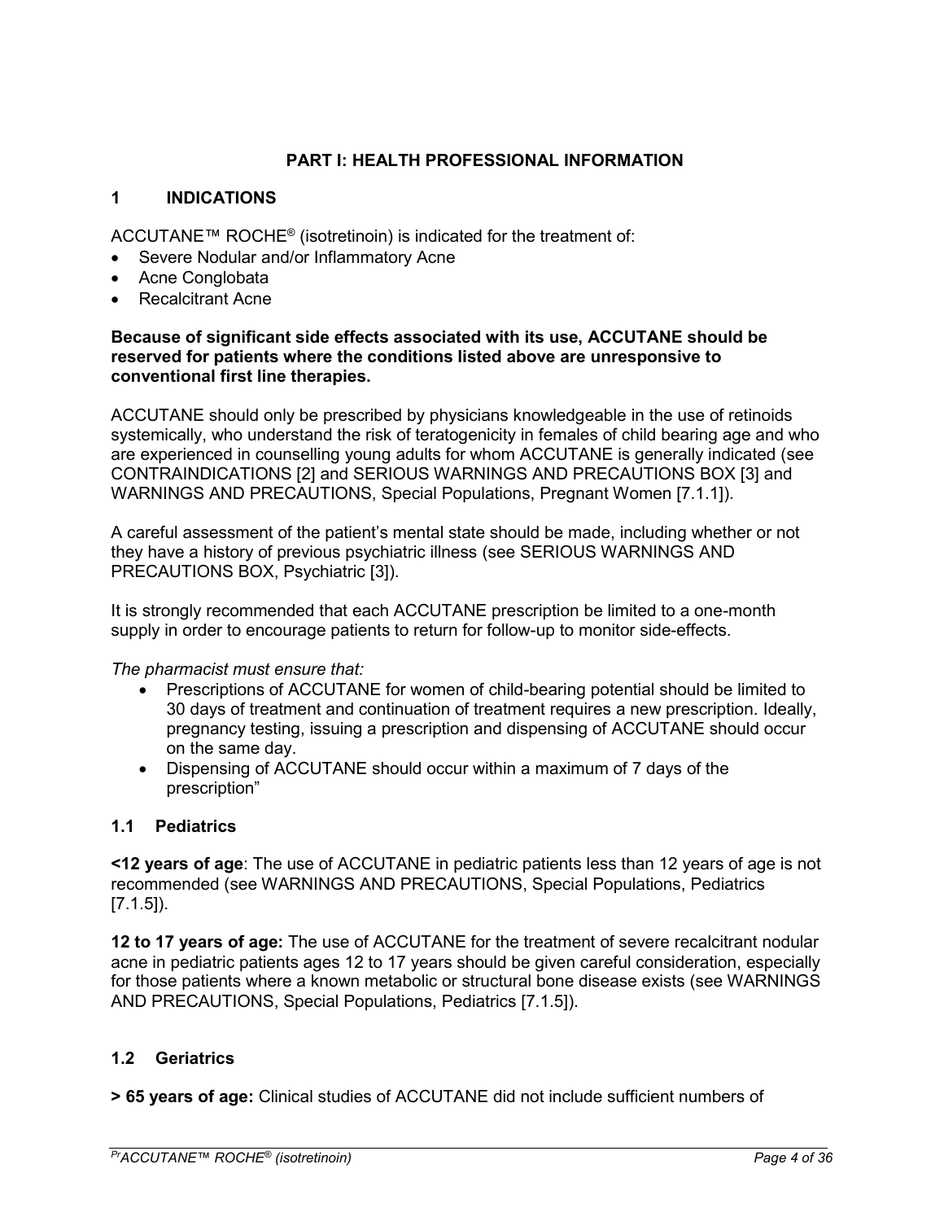# PART I: HEALTH PROFESSIONAL INFORMATION

## 1 INDICATIONS

ACCUTANE™ ROCHE® (isotretinoin) is indicated for the treatment of:

- Severe Nodular and/or Inflammatory Acne
- Acne Conglobata
- Recalcitrant Acne

**Because of significant side effects associated with its use, ACCUTANE should be reserved for patients where the conditions listed above are unresponsive to conventional first line therapies.**

ACCUTANE should only be prescribed by physicians knowledgeable in the use of retinoids systemically, who understand the risk of teratogenicity in females of child bearing age and who are experienced in counselling young adults for whom ACCUTANE is generally indicated (see CONTRAINDICATIONS [2] and SERIOUS WARNINGS AND PRECAUTIONS BOX [3] and WARNINGS AND PRECAUTIONS, Special Populations, Pregnant Women [7.1.1]).

A careful assessment of the patient's mental state should be made, including whether or not they have a history of previous psychiatric illness (see SERIOUS WARNINGS AND PRECAUTIONS BOX, Psychiatric [3]).

It is strongly recommended that each ACCUTANE prescription be limited to a one-month supply in order to encourage patients to return for follow-up to monitor side-effects.

*The pharmacist must ensure that:*

- Prescriptions of ACCUTANE for women of child-bearing potential should be limited to 30 days of treatment and continuation of treatment requires a new prescription. Ideally, pregnancy testing, issuing a prescription and dispensing of ACCUTANE should occur on the same day.
- Dispensing of ACCUTANE should occur within a maximum of 7 days of the prescription"

### 1.1 Pediatrics

**<12 years of age**: The use of ACCUTANE in pediatric patients less than 12 years of age is not recommended (see WARNINGS AND PRECAUTIONS, Special Populations, Pediatrics [7.1.5]).

**12 to 17 years of age:** The use of ACCUTANE for the treatment of severe recalcitrant nodular acne in pediatric patients ages 12 to 17 years should be given careful consideration, especially for those patients where a known metabolic or structural bone disease exists (see WARNINGS AND PRECAUTIONS, Special Populations, Pediatrics [7.1.5]).

### 1.2 Geriatrics

**> 65 years of age:** Clinical studies of ACCUTANE did not include sufficient numbers of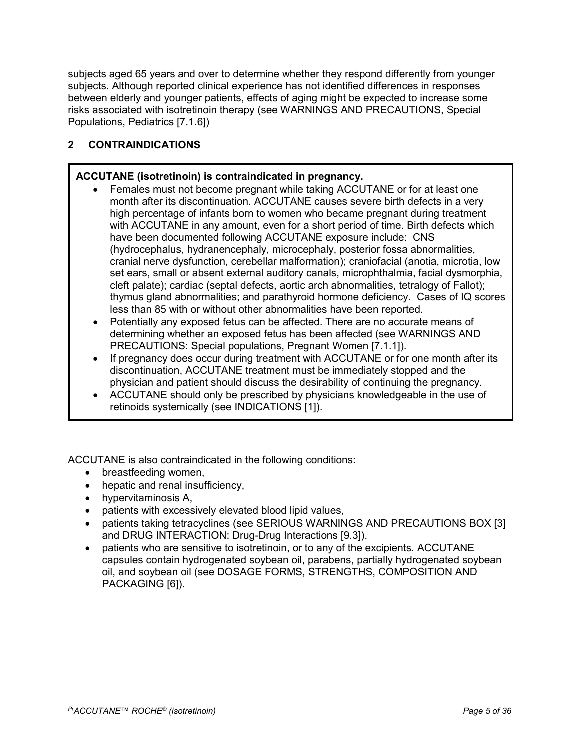subjects aged 65 years and over to determine whether they respond differently from younger subjects. Although reported clinical experience has not identified differences in responses between elderly and younger patients, effects of aging might be expected to increase some risks associated with isotretinoin therapy (see WARNINGS AND PRECAUTIONS, Special Populations, Pediatrics [7.1.6])

## 2 CONTRAINDICATIONS

**ACCUTANE (isotretinoin) is contraindicated in pregnancy.**

- Females must not become pregnant while taking ACCUTANE or for at least one month after its discontinuation. ACCUTANE causes severe birth defects in a very high percentage of infants born to women who became pregnant during treatment with ACCUTANE in any amount, even for a short period of time. Birth defects which have been documented following ACCUTANE exposure include: CNS (hydrocephalus, hydranencephaly, microcephaly, posterior fossa abnormalities, cranial nerve dysfunction, cerebellar malformation); craniofacial (anotia, microtia, low set ears, small or absent external auditory canals, microphthalmia, facial dysmorphia, cleft palate); cardiac (septal defects, aortic arch abnormalities, tetralogy of Fallot); thymus gland abnormalities; and parathyroid hormone deficiency. Cases of IQ scores less than 85 with or without other abnormalities have been reported.
- Potentially any exposed fetus can be affected. There are no accurate means of determining whether an exposed fetus has been affected (see WARNINGS AND PRECAUTIONS: Special populations, Pregnant Women [7.1.1]).
- If pregnancy does occur during treatment with ACCUTANE or for one month after its discontinuation, ACCUTANE treatment must be immediately stopped and the physician and patient should discuss the desirability of continuing the pregnancy.
- ACCUTANE should only be prescribed by physicians knowledgeable in the use of retinoids systemically (see INDICATIONS [1]).

ACCUTANE is also contraindicated in the following conditions:

- breastfeeding women,
- hepatic and renal insufficiency,
- hypervitaminosis A,
- patients with excessively elevated blood lipid values,
- patients taking tetracyclines (see SERIOUS WARNINGS AND PRECAUTIONS BOX [3] and DRUG INTERACTION: Drug-Drug Interactions [9.3]).
- patients who are sensitive to isotretinoin, or to any of the excipients. ACCUTANE capsules contain hydrogenated soybean oil, parabens, partially hydrogenated soybean oil, and soybean oil (see DOSAGE FORMS, STRENGTHS, COMPOSITION AND PACKAGING [6]).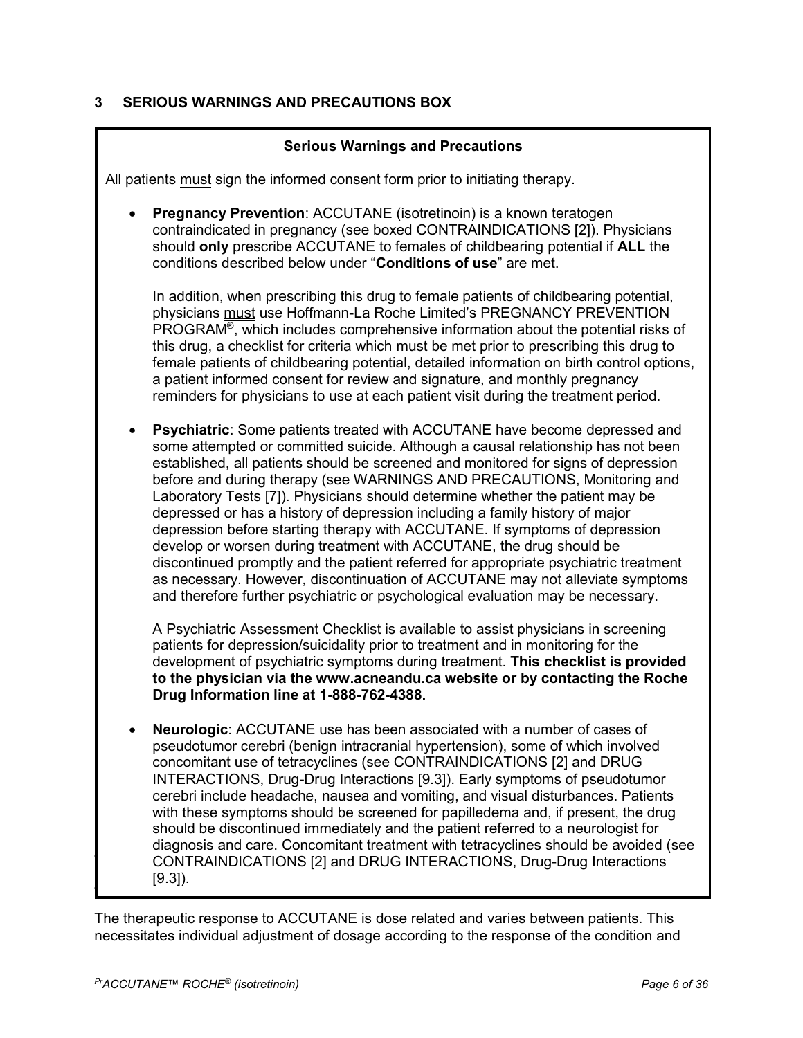## 3 SERIOUS WARNINGS AND PRECAUTIONS BOX

**Serious Warnings and Precautions**

All patients must sign the informed consent form prior to initiating therapy.

- **Pregnancy Prevention**: ACCUTANE (isotretinoin) is a known teratogen contraindicated in pregnancy (see boxed CONTRAINDICATIONS [2]). Physicians should **only** prescribe ACCUTANE to females of childbearing potential if **ALL** the conditions described below under "**Conditions of use**" are met.

  In addition, when prescribing this drug to female patients of childbearing potential, physicians must use Hoffmann-La Roche Limited's PREGNANCY PREVENTION PROGRAM®, which includes comprehensive information about the potential risks of this drug, a checklist for criteria which must be met prior to prescribing this drug to female patients of childbearing potential, detailed information on birth control options, a patient informed consent for review and signature, and monthly pregnancy reminders for physicians to use at each patient visit during the treatment period.

- **Psychiatric**: Some patients treated with ACCUTANE have become depressed and some attempted or committed suicide. Although a causal relationship has not been established, all patients should be screened and monitored for signs of depression before and during therapy (see WARNINGS AND PRECAUTIONS, Monitoring and Laboratory Tests [7]). Physicians should determine whether the patient may be depressed or has a history of depression including a family history of major depression before starting therapy with ACCUTANE. If symptoms of depression develop or worsen during treatment with ACCUTANE, the drug should be discontinued promptly and the patient referred for appropriate psychiatric treatment as necessary. However, discontinuation of ACCUTANE may not alleviate symptoms and therefore further psychiatric or psychological evaluation may be necessary.

  A Psychiatric Assessment Checklist is available to assist physicians in screening patients for depression/suicidality prior to treatment and in monitoring for the development of psychiatric symptoms during treatment. **This checklist is provided to the physician via the www.acneandu.ca website or by contacting the Roche Drug Information line at 1-888-762-4388.**

- **Neurologic**: ACCUTANE use has been associated with a number of cases of pseudotumor cerebri (benign intracranial hypertension), some of which involved concomitant use of tetracyclines (see CONTRAINDICATIONS [2] and DRUG INTERACTIONS, Drug-Drug Interactions [9.3]). Early symptoms of pseudotumor cerebri include headache, nausea and vomiting, and visual disturbances. Patients with these symptoms should be screened for papilledema and, if present, the drug should be discontinued immediately and the patient referred to a neurologist for diagnosis and care. Concomitant treatment with tetracyclines should be avoided (see CONTRAINDICATIONS [2] and DRUG INTERACTIONS, Drug-Drug Interactions [9.3]).

The therapeutic response to ACCUTANE is dose related and varies between patients. This necessitates individual adjustment of dosage according to the response of the condition and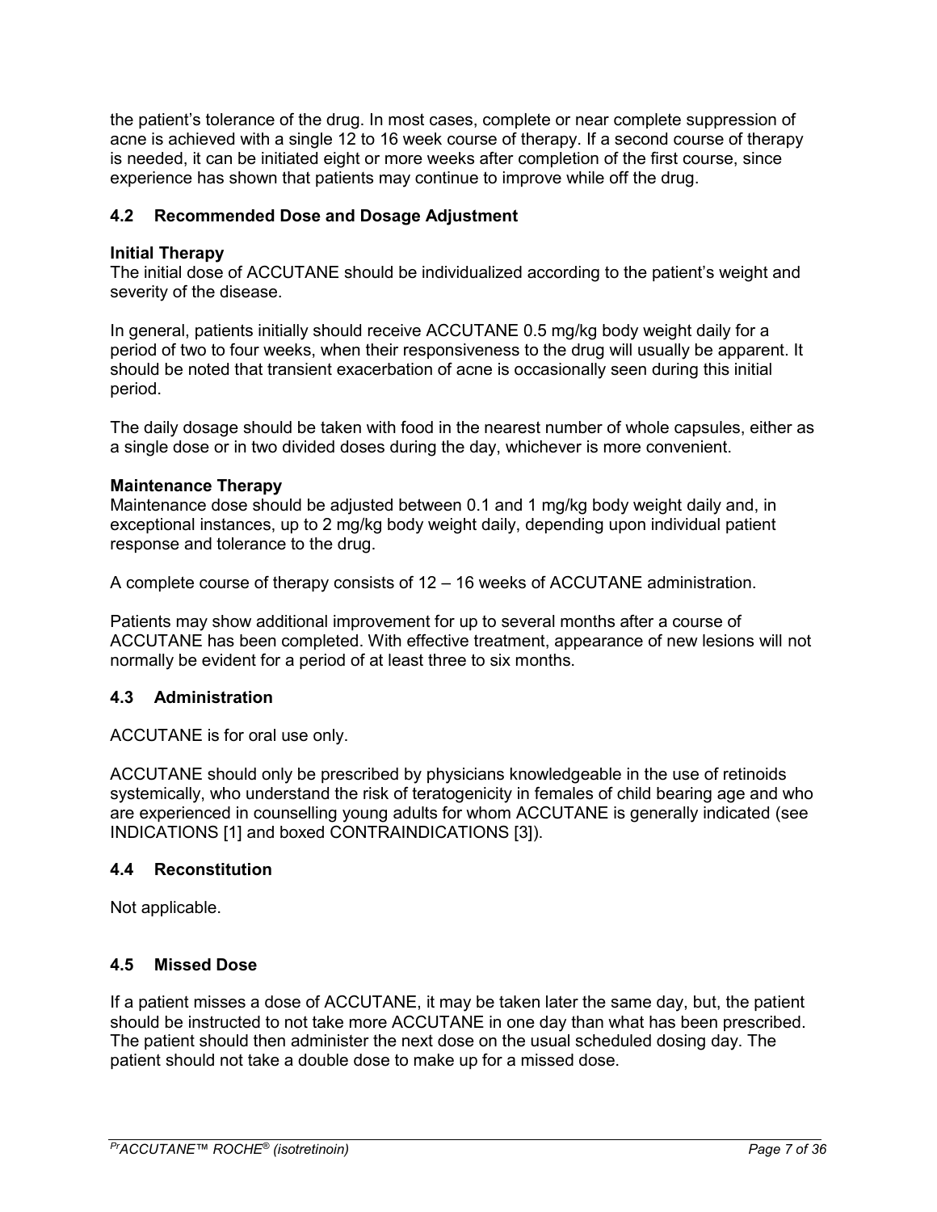the patient's tolerance of the drug. In most cases, complete or near complete suppression of acne is achieved with a single 12 to 16 week course of therapy. If a second course of therapy is needed, it can be initiated eight or more weeks after completion of the first course, since experience has shown that patients may continue to improve while off the drug.

### 4.2 Recommended Dose and Dosage Adjustment

**Initial Therapy**

The initial dose of ACCUTANE should be individualized according to the patient's weight and severity of the disease.

In general, patients initially should receive ACCUTANE 0.5 mg/kg body weight daily for a period of two to four weeks, when their responsiveness to the drug will usually be apparent. It should be noted that transient exacerbation of acne is occasionally seen during this initial period.

The daily dosage should be taken with food in the nearest number of whole capsules, either as a single dose or in two divided doses during the day, whichever is more convenient.

**Maintenance Therapy**

Maintenance dose should be adjusted between 0.1 and 1 mg/kg body weight daily and, in exceptional instances, up to 2 mg/kg body weight daily, depending upon individual patient response and tolerance to the drug.

A complete course of therapy consists of 12 – 16 weeks of ACCUTANE administration.

Patients may show additional improvement for up to several months after a course of ACCUTANE has been completed. With effective treatment, appearance of new lesions will not normally be evident for a period of at least three to six months.

### 4.3 Administration

ACCUTANE is for oral use only.

ACCUTANE should only be prescribed by physicians knowledgeable in the use of retinoids systemically, who understand the risk of teratogenicity in females of child bearing age and who are experienced in counselling young adults for whom ACCUTANE is generally indicated (see INDICATIONS [1] and boxed CONTRAINDICATIONS [3]).

### 4.4 Reconstitution

Not applicable.

### 4.5 Missed Dose

If a patient misses a dose of ACCUTANE, it may be taken later the same day, but, the patient should be instructed to not take more ACCUTANE in one day than what has been prescribed. The patient should then administer the next dose on the usual scheduled dosing day. The patient should not take a double dose to make up for a missed dose.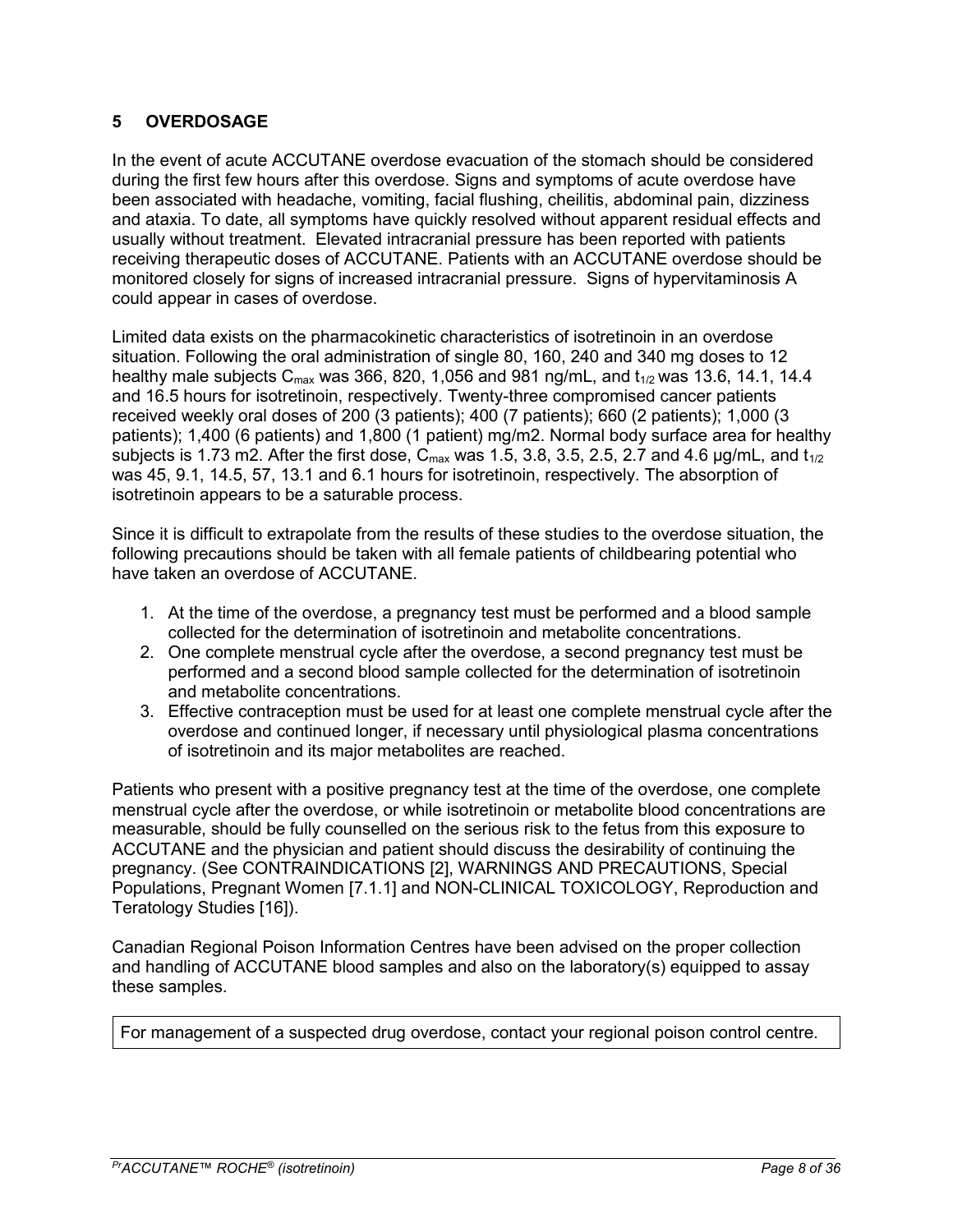## 5 OVERDOSAGE

In the event of acute ACCUTANE overdose evacuation of the stomach should be considered during the first few hours after this overdose. Signs and symptoms of acute overdose have been associated with headache, vomiting, facial flushing, cheilitis, abdominal pain, dizziness and ataxia. To date, all symptoms have quickly resolved without apparent residual effects and usually without treatment. Elevated intracranial pressure has been reported with patients receiving therapeutic doses of ACCUTANE. Patients with an ACCUTANE overdose should be monitored closely for signs of increased intracranial pressure. Signs of hypervitaminosis A could appear in cases of overdose.

Limited data exists on the pharmacokinetic characteristics of isotretinoin in an overdose situation. Following the oral administration of single 80, 160, 240 and 340 mg doses to 12 healthy male subjects $C_{max}$ was 366, 820, 1,056 and 981 ng/mL, and $t_{1/2}$ was 13.6, 14.1, 14.4 and 16.5 hours for isotretinoin, respectively. Twenty-three compromised cancer patients received weekly oral doses of 200 (3 patients); 400 (7 patients); 660 (2 patients); 1,000 (3 patients); 1,400 (6 patients) and 1,800 (1 patient) mg/m2. Normal body surface area for healthy subjects is 1.73 m2. After the first dose, $C_{max}$ was 1.5, 3.8, 3.5, 2.5, 2.7 and 4.6 µg/mL, and $t_{1/2}$ was 45, 9.1, 14.5, 57, 13.1 and 6.1 hours for isotretinoin, respectively. The absorption of isotretinoin appears to be a saturable process.

Since it is difficult to extrapolate from the results of these studies to the overdose situation, the following precautions should be taken with all female patients of childbearing potential who have taken an overdose of ACCUTANE.

1. At the time of the overdose, a pregnancy test must be performed and a blood sample collected for the determination of isotretinoin and metabolite concentrations.
2. One complete menstrual cycle after the overdose, a second pregnancy test must be performed and a second blood sample collected for the determination of isotretinoin and metabolite concentrations.
3. Effective contraception must be used for at least one complete menstrual cycle after the overdose and continued longer, if necessary until physiological plasma concentrations of isotretinoin and its major metabolites are reached.

Patients who present with a positive pregnancy test at the time of the overdose, one complete menstrual cycle after the overdose, or while isotretinoin or metabolite blood concentrations are measurable, should be fully counselled on the serious risk to the fetus from this exposure to ACCUTANE and the physician and patient should discuss the desirability of continuing the pregnancy. (See CONTRAINDICATIONS [2], WARNINGS AND PRECAUTIONS, Special Populations, Pregnant Women [7.1.1] and NON-CLINICAL TOXICOLOGY, Reproduction and Teratology Studies [16]).

Canadian Regional Poison Information Centres have been advised on the proper collection and handling of ACCUTANE blood samples and also on the laboratory(s) equipped to assay these samples.

| For management of a suspected drug overdose, contact your regional poison control centre. |
|---|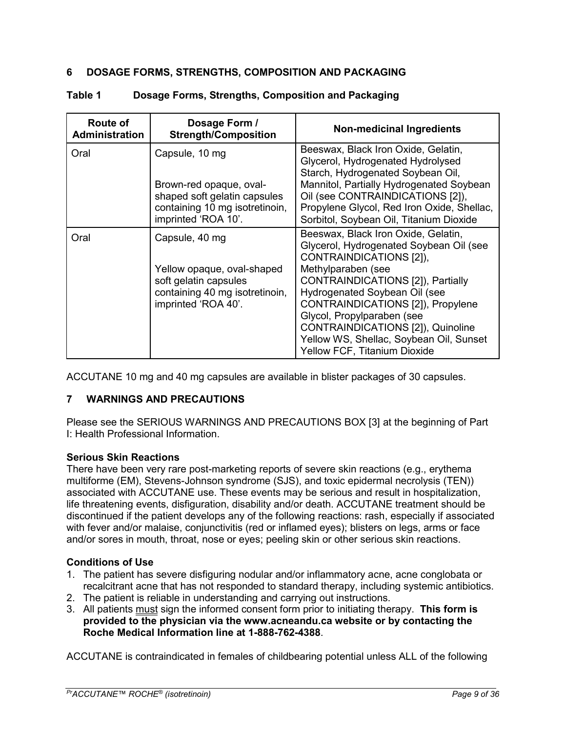## 6 DOSAGE FORMS, STRENGTHS, COMPOSITION AND PACKAGING

**Table 1 Dosage Forms, Strengths, Composition and Packaging**

| Route of Administration | Dosage Form / Strength/Composition | Non-medicinal Ingredients |
|---|---|---|
| Oral | Capsule, 10 mg<br><br>Brown-red opaque, oval-shaped soft gelatin capsules containing 10 mg isotretinoin, imprinted 'ROA 10'. | Beeswax, Black Iron Oxide, Gelatin, Glycerol, Hydrogenated Hydrolysed Starch, Hydrogenated Soybean Oil, Mannitol, Partially Hydrogenated Soybean Oil (see CONTRAINDICATIONS [2]), Propylene Glycol, Red Iron Oxide, Shellac, Sorbitol, Soybean Oil, Titanium Dioxide |
| Oral | Capsule, 40 mg<br><br>Yellow opaque, oval-shaped soft gelatin capsules containing 40 mg isotretinoin, imprinted 'ROA 40'. | Beeswax, Black Iron Oxide, Gelatin, Glycerol, Hydrogenated Soybean Oil (see CONTRAINDICATIONS [2]), Methylparaben (see CONTRAINDICATIONS [2]), Partially Hydrogenated Soybean Oil (see CONTRAINDICATIONS [2]), Propylene Glycol, Propylparaben (see CONTRAINDICATIONS [2]), Quinoline Yellow WS, Shellac, Soybean Oil, Sunset Yellow FCF, Titanium Dioxide |

ACCUTANE 10 mg and 40 mg capsules are available in blister packages of 30 capsules.

## 7 WARNINGS AND PRECAUTIONS

Please see the SERIOUS WARNINGS AND PRECAUTIONS BOX [3] at the beginning of Part I: Health Professional Information.

**Serious Skin Reactions**

There have been very rare post-marketing reports of severe skin reactions (e.g., erythema multiforme (EM), Stevens-Johnson syndrome (SJS), and toxic epidermal necrolysis (TEN)) associated with ACCUTANE use. These events may be serious and result in hospitalization, life threatening events, disfiguration, disability and/or death. ACCUTANE treatment should be discontinued if the patient develops any of the following reactions: rash, especially if associated with fever and/or malaise, conjunctivitis (red or inflamed eyes); blisters on legs, arms or face and/or sores in mouth, throat, nose or eyes; peeling skin or other serious skin reactions.

**Conditions of Use**

1. The patient has severe disfiguring nodular and/or inflammatory acne, acne conglobata or recalcitrant acne that has not responded to standard therapy, including systemic antibiotics.
2. The patient is reliable in understanding and carrying out instructions.
3. All patients must sign the informed consent form prior to initiating therapy. **This form is provided to the physician via the www.acneandu.ca website or by contacting the Roche Medical Information line at 1-888-762-4388**.

ACCUTANE is contraindicated in females of childbearing potential unless ALL of the following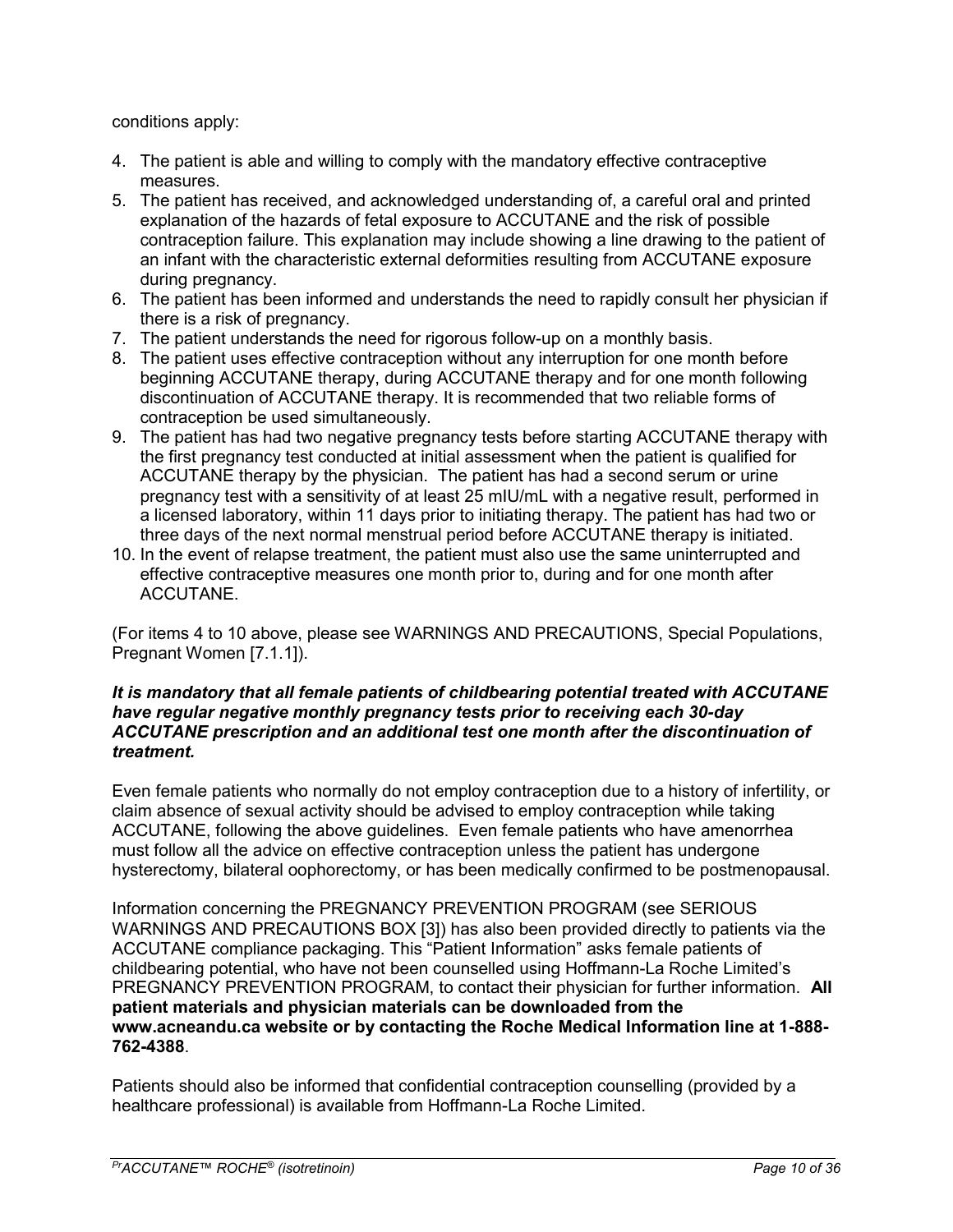conditions apply:

4. The patient is able and willing to comply with the mandatory effective contraceptive measures.
5. The patient has received, and acknowledged understanding of, a careful oral and printed explanation of the hazards of fetal exposure to ACCUTANE and the risk of possible contraception failure. This explanation may include showing a line drawing to the patient of an infant with the characteristic external deformities resulting from ACCUTANE exposure during pregnancy.
6. The patient has been informed and understands the need to rapidly consult her physician if there is a risk of pregnancy.
7. The patient understands the need for rigorous follow-up on a monthly basis.
8. The patient uses effective contraception without any interruption for one month before beginning ACCUTANE therapy, during ACCUTANE therapy and for one month following discontinuation of ACCUTANE therapy. It is recommended that two reliable forms of contraception be used simultaneously.
9. The patient has had two negative pregnancy tests before starting ACCUTANE therapy with the first pregnancy test conducted at initial assessment when the patient is qualified for ACCUTANE therapy by the physician. The patient has had a second serum or urine pregnancy test with a sensitivity of at least 25 mIU/mL with a negative result, performed in a licensed laboratory, within 11 days prior to initiating therapy. The patient has had two or three days of the next normal menstrual period before ACCUTANE therapy is initiated.
10. In the event of relapse treatment, the patient must also use the same uninterrupted and effective contraceptive measures one month prior to, during and for one month after ACCUTANE.

(For items 4 to 10 above, please see WARNINGS AND PRECAUTIONS, Special Populations, Pregnant Women [7.1.1]).

***It is mandatory that all female patients of childbearing potential treated with ACCUTANE have regular negative monthly pregnancy tests prior to receiving each 30-day ACCUTANE prescription and an additional test one month after the discontinuation of treatment.***

Even female patients who normally do not employ contraception due to a history of infertility, or claim absence of sexual activity should be advised to employ contraception while taking ACCUTANE, following the above guidelines. Even female patients who have amenorrhea must follow all the advice on effective contraception unless the patient has undergone hysterectomy, bilateral oophorectomy, or has been medically confirmed to be postmenopausal.

Information concerning the PREGNANCY PREVENTION PROGRAM (see SERIOUS WARNINGS AND PRECAUTIONS BOX [3]) has also been provided directly to patients via the ACCUTANE compliance packaging. This "Patient Information" asks female patients of childbearing potential, who have not been counselled using Hoffmann-La Roche Limited's PREGNANCY PREVENTION PROGRAM, to contact their physician for further information. **All patient materials and physician materials can be downloaded from the www.acneandu.ca website or by contacting the Roche Medical Information line at 1-888-762-4388**.

Patients should also be informed that confidential contraception counselling (provided by a healthcare professional) is available from Hoffmann-La Roche Limited.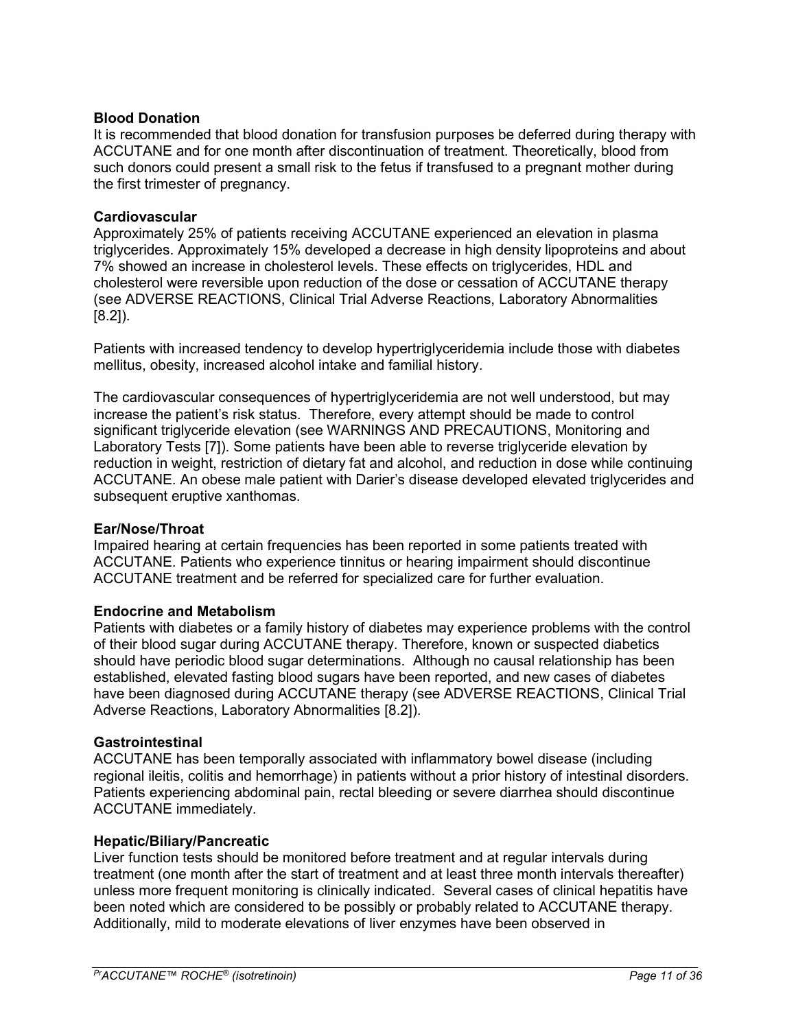**Blood Donation**

It is recommended that blood donation for transfusion purposes be deferred during therapy with ACCUTANE and for one month after discontinuation of treatment. Theoretically, blood from such donors could present a small risk to the fetus if transfused to a pregnant mother during the first trimester of pregnancy.

**Cardiovascular**

Approximately 25% of patients receiving ACCUTANE experienced an elevation in plasma triglycerides. Approximately 15% developed a decrease in high density lipoproteins and about 7% showed an increase in cholesterol levels. These effects on triglycerides, HDL and cholesterol were reversible upon reduction of the dose or cessation of ACCUTANE therapy (see ADVERSE REACTIONS, Clinical Trial Adverse Reactions, Laboratory Abnormalities [8.2]).

Patients with increased tendency to develop hypertriglyceridemia include those with diabetes mellitus, obesity, increased alcohol intake and familial history.

The cardiovascular consequences of hypertriglyceridemia are not well understood, but may increase the patient's risk status. Therefore, every attempt should be made to control significant triglyceride elevation (see WARNINGS AND PRECAUTIONS, Monitoring and Laboratory Tests [7]). Some patients have been able to reverse triglyceride elevation by reduction in weight, restriction of dietary fat and alcohol, and reduction in dose while continuing ACCUTANE. An obese male patient with Darier's disease developed elevated triglycerides and subsequent eruptive xanthomas.

**Ear/Nose/Throat**

Impaired hearing at certain frequencies has been reported in some patients treated with ACCUTANE. Patients who experience tinnitus or hearing impairment should discontinue ACCUTANE treatment and be referred for specialized care for further evaluation.

**Endocrine and Metabolism**

Patients with diabetes or a family history of diabetes may experience problems with the control of their blood sugar during ACCUTANE therapy. Therefore, known or suspected diabetics should have periodic blood sugar determinations. Although no causal relationship has been established, elevated fasting blood sugars have been reported, and new cases of diabetes have been diagnosed during ACCUTANE therapy (see ADVERSE REACTIONS, Clinical Trial Adverse Reactions, Laboratory Abnormalities [8.2]).

**Gastrointestinal**

ACCUTANE has been temporally associated with inflammatory bowel disease (including regional ileitis, colitis and hemorrhage) in patients without a prior history of intestinal disorders. Patients experiencing abdominal pain, rectal bleeding or severe diarrhea should discontinue ACCUTANE immediately.

**Hepatic/Biliary/Pancreatic**

Liver function tests should be monitored before treatment and at regular intervals during treatment (one month after the start of treatment and at least three month intervals thereafter) unless more frequent monitoring is clinically indicated. Several cases of clinical hepatitis have been noted which are considered to be possibly or probably related to ACCUTANE therapy. Additionally, mild to moderate elevations of liver enzymes have been observed in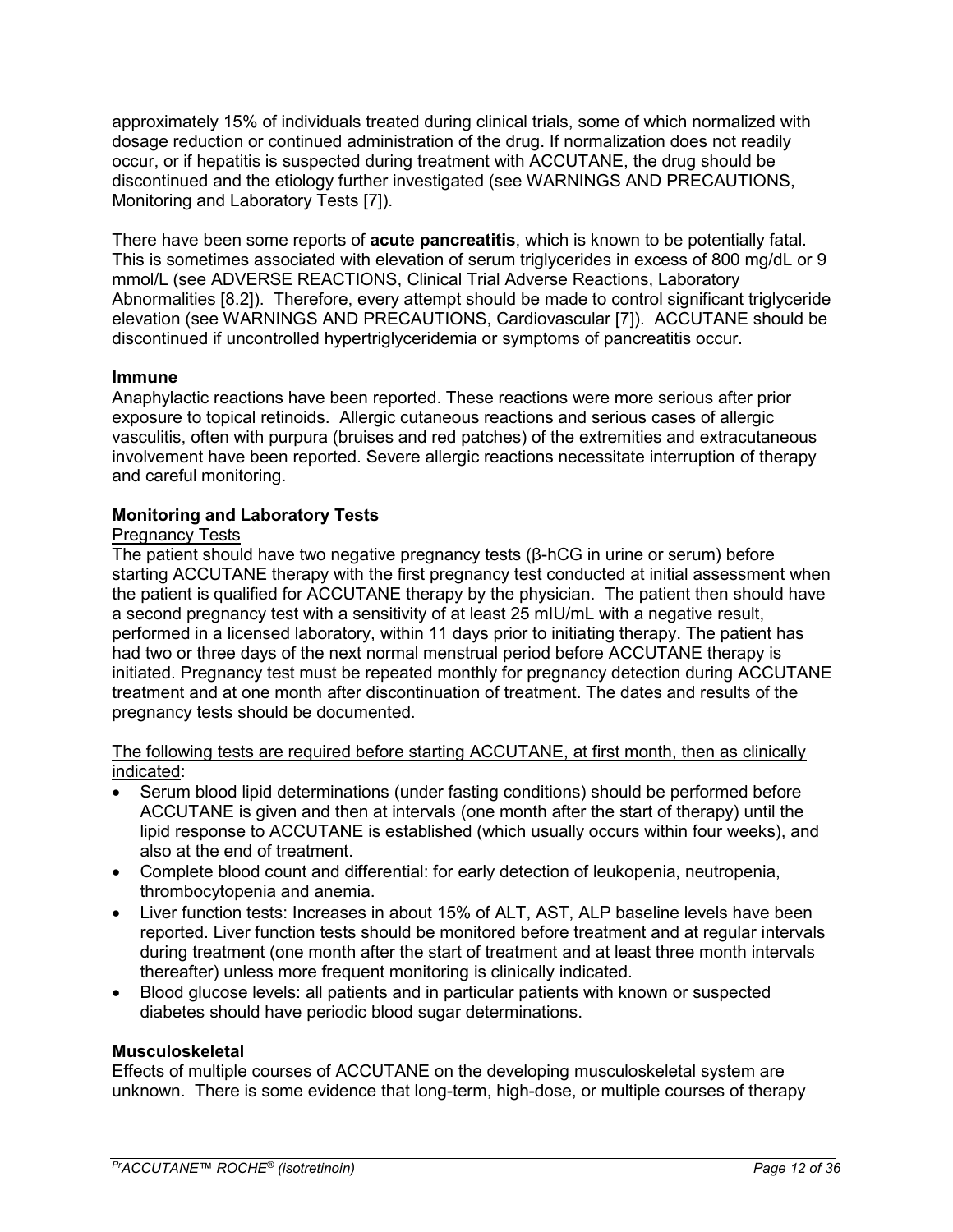approximately 15% of individuals treated during clinical trials, some of which normalized with dosage reduction or continued administration of the drug. If normalization does not readily occur, or if hepatitis is suspected during treatment with ACCUTANE, the drug should be discontinued and the etiology further investigated (see WARNINGS AND PRECAUTIONS, Monitoring and Laboratory Tests [7]).

There have been some reports of **acute pancreatitis**, which is known to be potentially fatal. This is sometimes associated with elevation of serum triglycerides in excess of 800 mg/dL or 9 mmol/L (see ADVERSE REACTIONS, Clinical Trial Adverse Reactions, Laboratory Abnormalities [8.2]). Therefore, every attempt should be made to control significant triglyceride elevation (see WARNINGS AND PRECAUTIONS, Cardiovascular [7]). ACCUTANE should be discontinued if uncontrolled hypertriglyceridemia or symptoms of pancreatitis occur.

**Immune**

Anaphylactic reactions have been reported. These reactions were more serious after prior exposure to topical retinoids. Allergic cutaneous reactions and serious cases of allergic vasculitis, often with purpura (bruises and red patches) of the extremities and extracutaneous involvement have been reported. Severe allergic reactions necessitate interruption of therapy and careful monitoring.

**Monitoring and Laboratory Tests**

Pregnancy Tests

The patient should have two negative pregnancy tests (β-hCG in urine or serum) before starting ACCUTANE therapy with the first pregnancy test conducted at initial assessment when the patient is qualified for ACCUTANE therapy by the physician. The patient then should have a second pregnancy test with a sensitivity of at least 25 mIU/mL with a negative result, performed in a licensed laboratory, within 11 days prior to initiating therapy. The patient has had two or three days of the next normal menstrual period before ACCUTANE therapy is initiated. Pregnancy test must be repeated monthly for pregnancy detection during ACCUTANE treatment and at one month after discontinuation of treatment. The dates and results of the pregnancy tests should be documented.

The following tests are required before starting ACCUTANE, at first month, then as clinically indicated:

- Serum blood lipid determinations (under fasting conditions) should be performed before ACCUTANE is given and then at intervals (one month after the start of therapy) until the lipid response to ACCUTANE is established (which usually occurs within four weeks), and also at the end of treatment.
- Complete blood count and differential: for early detection of leukopenia, neutropenia, thrombocytopenia and anemia.
- Liver function tests: Increases in about 15% of ALT, AST, ALP baseline levels have been reported. Liver function tests should be monitored before treatment and at regular intervals during treatment (one month after the start of treatment and at least three month intervals thereafter) unless more frequent monitoring is clinically indicated.
- Blood glucose levels: all patients and in particular patients with known or suspected diabetes should have periodic blood sugar determinations.

**Musculoskeletal**

Effects of multiple courses of ACCUTANE on the developing musculoskeletal system are unknown. There is some evidence that long-term, high-dose, or multiple courses of therapy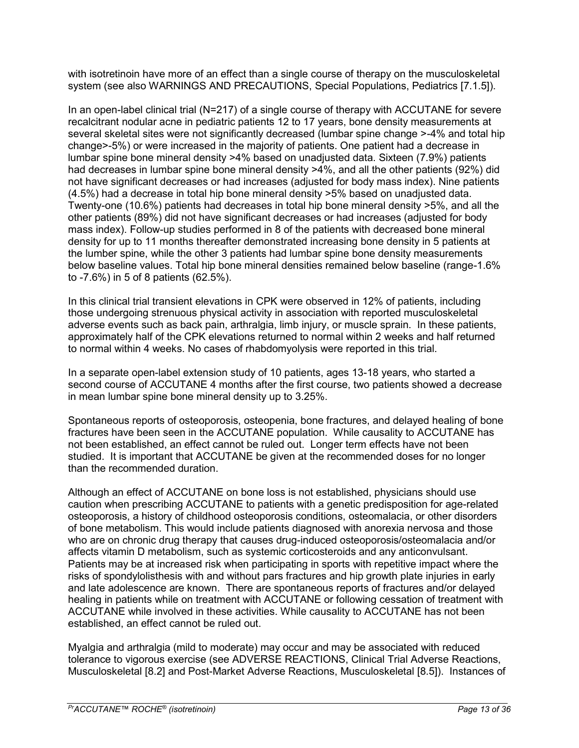with isotretinoin have more of an effect than a single course of therapy on the musculoskeletal system (see also WARNINGS AND PRECAUTIONS, Special Populations, Pediatrics [7.1.5]).

In an open-label clinical trial (N=217) of a single course of therapy with ACCUTANE for severe recalcitrant nodular acne in pediatric patients 12 to 17 years, bone density measurements at several skeletal sites were not significantly decreased (lumbar spine change >-4% and total hip change>-5%) or were increased in the majority of patients. One patient had a decrease in lumbar spine bone mineral density >4% based on unadjusted data. Sixteen (7.9%) patients had decreases in lumbar spine bone mineral density >4%, and all the other patients (92%) did not have significant decreases or had increases (adjusted for body mass index). Nine patients (4.5%) had a decrease in total hip bone mineral density >5% based on unadjusted data. Twenty-one (10.6%) patients had decreases in total hip bone mineral density >5%, and all the other patients (89%) did not have significant decreases or had increases (adjusted for body mass index). Follow-up studies performed in 8 of the patients with decreased bone mineral density for up to 11 months thereafter demonstrated increasing bone density in 5 patients at the lumber spine, while the other 3 patients had lumbar spine bone density measurements below baseline values. Total hip bone mineral densities remained below baseline (range-1.6% to -7.6%) in 5 of 8 patients (62.5%).

In this clinical trial transient elevations in CPK were observed in 12% of patients, including those undergoing strenuous physical activity in association with reported musculoskeletal adverse events such as back pain, arthralgia, limb injury, or muscle sprain. In these patients, approximately half of the CPK elevations returned to normal within 2 weeks and half returned to normal within 4 weeks. No cases of rhabdomyolysis were reported in this trial.

In a separate open-label extension study of 10 patients, ages 13-18 years, who started a second course of ACCUTANE 4 months after the first course, two patients showed a decrease in mean lumbar spine bone mineral density up to 3.25%.

Spontaneous reports of osteoporosis, osteopenia, bone fractures, and delayed healing of bone fractures have been seen in the ACCUTANE population. While causality to ACCUTANE has not been established, an effect cannot be ruled out. Longer term effects have not been studied. It is important that ACCUTANE be given at the recommended doses for no longer than the recommended duration.

Although an effect of ACCUTANE on bone loss is not established, physicians should use caution when prescribing ACCUTANE to patients with a genetic predisposition for age-related osteoporosis, a history of childhood osteoporosis conditions, osteomalacia, or other disorders of bone metabolism. This would include patients diagnosed with anorexia nervosa and those who are on chronic drug therapy that causes drug-induced osteoporosis/osteomalacia and/or affects vitamin D metabolism, such as systemic corticosteroids and any anticonvulsant. Patients may be at increased risk when participating in sports with repetitive impact where the risks of spondylolisthesis with and without pars fractures and hip growth plate injuries in early and late adolescence are known. There are spontaneous reports of fractures and/or delayed healing in patients while on treatment with ACCUTANE or following cessation of treatment with ACCUTANE while involved in these activities. While causality to ACCUTANE has not been established, an effect cannot be ruled out.

Myalgia and arthralgia (mild to moderate) may occur and may be associated with reduced tolerance to vigorous exercise (see ADVERSE REACTIONS, Clinical Trial Adverse Reactions, Musculoskeletal [8.2] and Post-Market Adverse Reactions, Musculoskeletal [8.5]). Instances of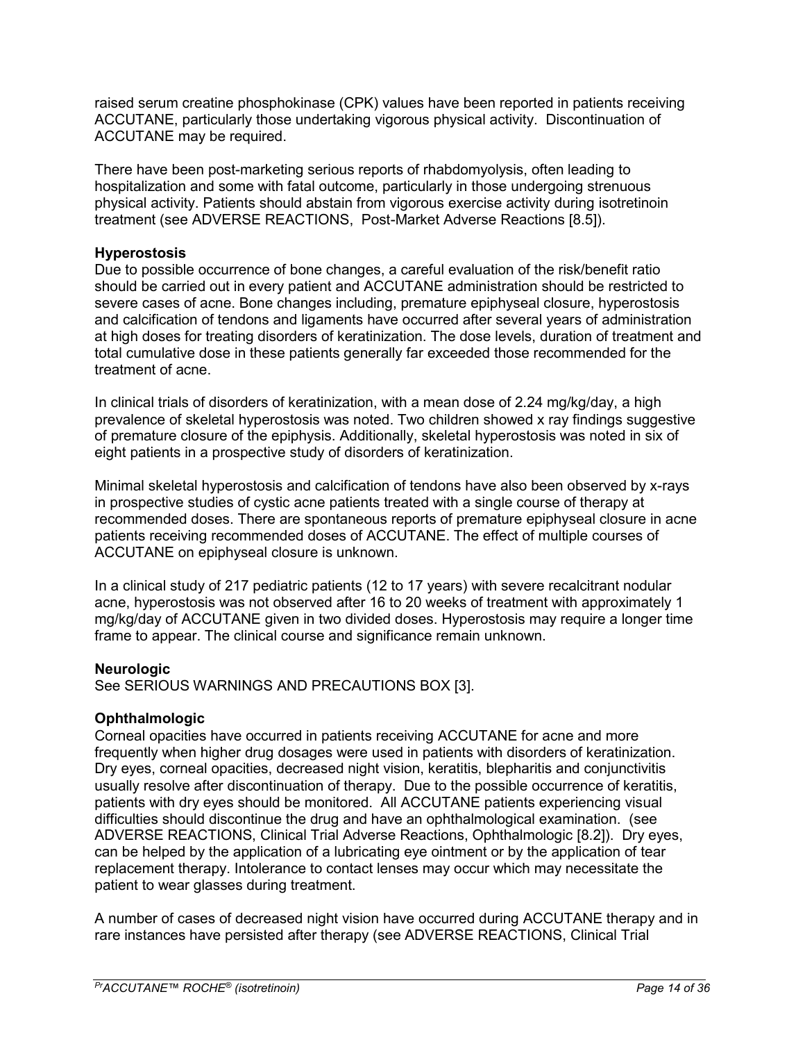raised serum creatine phosphokinase (CPK) values have been reported in patients receiving ACCUTANE, particularly those undertaking vigorous physical activity. Discontinuation of ACCUTANE may be required.

There have been post-marketing serious reports of rhabdomyolysis, often leading to hospitalization and some with fatal outcome, particularly in those undergoing strenuous physical activity. Patients should abstain from vigorous exercise activity during isotretinoin treatment (see ADVERSE REACTIONS, Post-Market Adverse Reactions [8.5]).

**Hyperostosis**

Due to possible occurrence of bone changes, a careful evaluation of the risk/benefit ratio should be carried out in every patient and ACCUTANE administration should be restricted to severe cases of acne. Bone changes including, premature epiphyseal closure, hyperostosis and calcification of tendons and ligaments have occurred after several years of administration at high doses for treating disorders of keratinization. The dose levels, duration of treatment and total cumulative dose in these patients generally far exceeded those recommended for the treatment of acne.

In clinical trials of disorders of keratinization, with a mean dose of 2.24 mg/kg/day, a high prevalence of skeletal hyperostosis was noted. Two children showed x ray findings suggestive of premature closure of the epiphysis. Additionally, skeletal hyperostosis was noted in six of eight patients in a prospective study of disorders of keratinization.

Minimal skeletal hyperostosis and calcification of tendons have also been observed by x-rays in prospective studies of cystic acne patients treated with a single course of therapy at recommended doses. There are spontaneous reports of premature epiphyseal closure in acne patients receiving recommended doses of ACCUTANE. The effect of multiple courses of ACCUTANE on epiphyseal closure is unknown.

In a clinical study of 217 pediatric patients (12 to 17 years) with severe recalcitrant nodular acne, hyperostosis was not observed after 16 to 20 weeks of treatment with approximately 1 mg/kg/day of ACCUTANE given in two divided doses. Hyperostosis may require a longer time frame to appear. The clinical course and significance remain unknown.

**Neurologic**

See SERIOUS WARNINGS AND PRECAUTIONS BOX [3].

**Ophthalmologic**

Corneal opacities have occurred in patients receiving ACCUTANE for acne and more frequently when higher drug dosages were used in patients with disorders of keratinization. Dry eyes, corneal opacities, decreased night vision, keratitis, blepharitis and conjunctivitis usually resolve after discontinuation of therapy. Due to the possible occurrence of keratitis, patients with dry eyes should be monitored. All ACCUTANE patients experiencing visual difficulties should discontinue the drug and have an ophthalmological examination. (see ADVERSE REACTIONS, Clinical Trial Adverse Reactions, Ophthalmologic [8.2]). Dry eyes, can be helped by the application of a lubricating eye ointment or by the application of tear replacement therapy. Intolerance to contact lenses may occur which may necessitate the patient to wear glasses during treatment.

A number of cases of decreased night vision have occurred during ACCUTANE therapy and in rare instances have persisted after therapy (see ADVERSE REACTIONS, Clinical Trial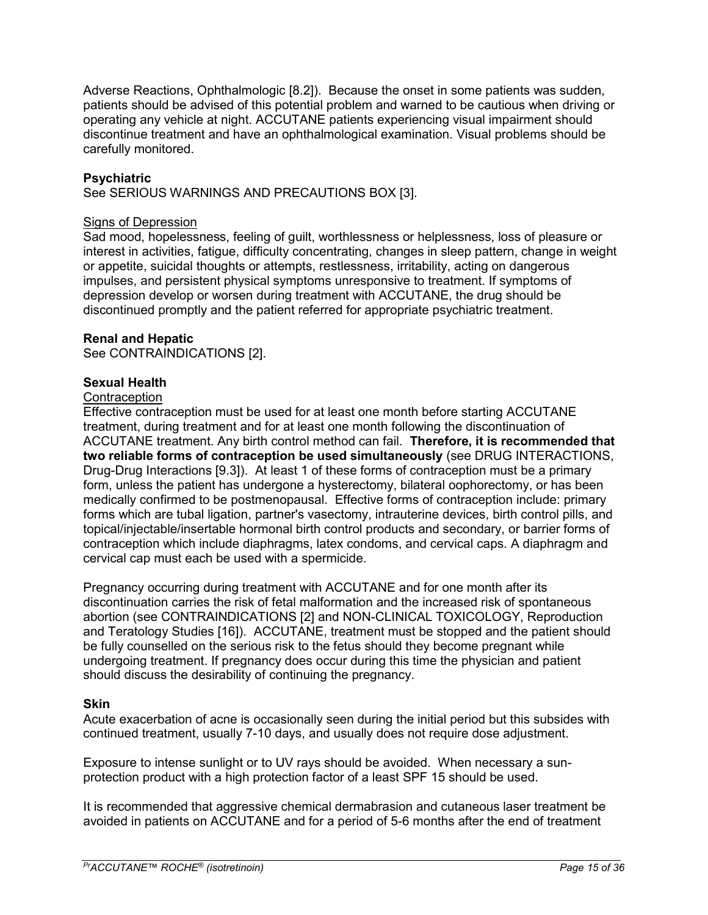Adverse Reactions, Ophthalmologic [8.2]). Because the onset in some patients was sudden, patients should be advised of this potential problem and warned to be cautious when driving or operating any vehicle at night. ACCUTANE patients experiencing visual impairment should discontinue treatment and have an ophthalmological examination. Visual problems should be carefully monitored.

**Psychiatric**

See SERIOUS WARNINGS AND PRECAUTIONS BOX [3].

Signs of Depression

Sad mood, hopelessness, feeling of guilt, worthlessness or helplessness, loss of pleasure or interest in activities, fatigue, difficulty concentrating, changes in sleep pattern, change in weight or appetite, suicidal thoughts or attempts, restlessness, irritability, acting on dangerous impulses, and persistent physical symptoms unresponsive to treatment. If symptoms of depression develop or worsen during treatment with ACCUTANE, the drug should be discontinued promptly and the patient referred for appropriate psychiatric treatment.

**Renal and Hepatic**

See CONTRAINDICATIONS [2].

**Sexual Health**

Contraception

Effective contraception must be used for at least one month before starting ACCUTANE treatment, during treatment and for at least one month following the discontinuation of ACCUTANE treatment. Any birth control method can fail. **Therefore, it is recommended that two reliable forms of contraception be used simultaneously** (see DRUG INTERACTIONS, Drug-Drug Interactions [9.3]). At least 1 of these forms of contraception must be a primary form, unless the patient has undergone a hysterectomy, bilateral oophorectomy, or has been medically confirmed to be postmenopausal. Effective forms of contraception include: primary forms which are tubal ligation, partner's vasectomy, intrauterine devices, birth control pills, and topical/injectable/insertable hormonal birth control products and secondary, or barrier forms of contraception which include diaphragms, latex condoms, and cervical caps. A diaphragm and cervical cap must each be used with a spermicide.

Pregnancy occurring during treatment with ACCUTANE and for one month after its discontinuation carries the risk of fetal malformation and the increased risk of spontaneous abortion (see CONTRAINDICATIONS [2] and NON-CLINICAL TOXICOLOGY, Reproduction and Teratology Studies [16]). ACCUTANE, treatment must be stopped and the patient should be fully counselled on the serious risk to the fetus should they become pregnant while undergoing treatment. If pregnancy does occur during this time the physician and patient should discuss the desirability of continuing the pregnancy.

**Skin**

Acute exacerbation of acne is occasionally seen during the initial period but this subsides with continued treatment, usually 7-10 days, and usually does not require dose adjustment.

Exposure to intense sunlight or to UV rays should be avoided. When necessary a sun-protection product with a high protection factor of a least SPF 15 should be used.

It is recommended that aggressive chemical dermabrasion and cutaneous laser treatment be avoided in patients on ACCUTANE and for a period of 5-6 months after the end of treatment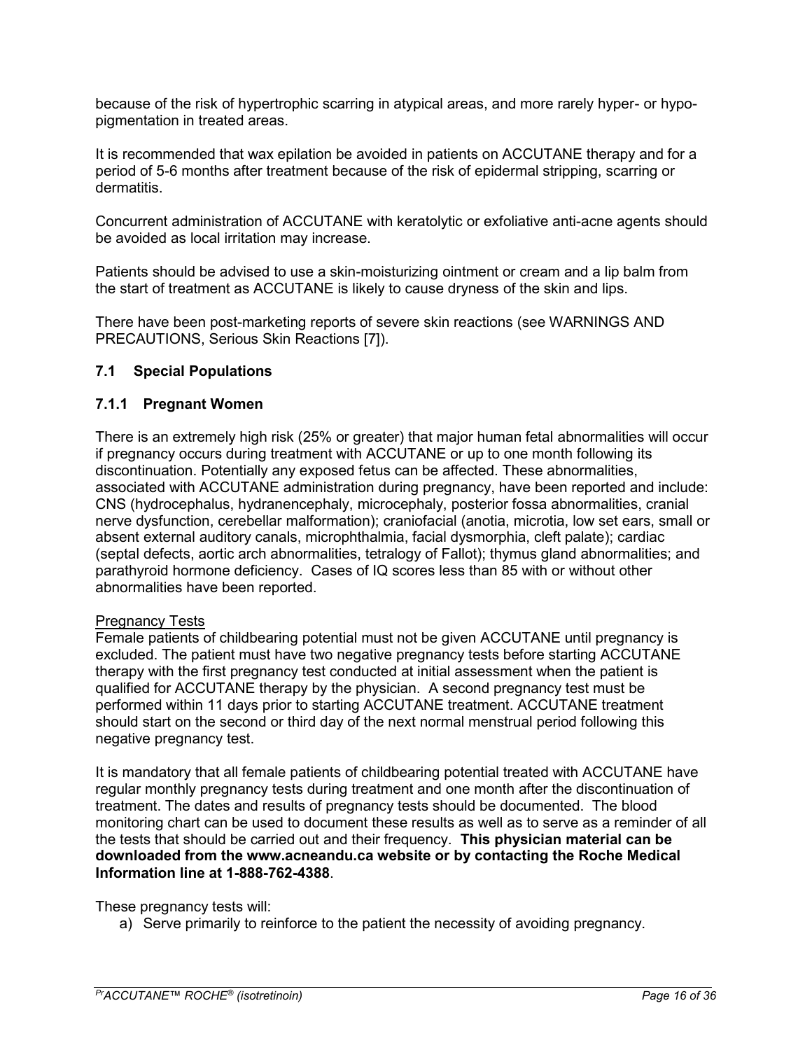because of the risk of hypertrophic scarring in atypical areas, and more rarely hyper- or hypo-pigmentation in treated areas.

It is recommended that wax epilation be avoided in patients on ACCUTANE therapy and for a period of 5-6 months after treatment because of the risk of epidermal stripping, scarring or dermatitis.

Concurrent administration of ACCUTANE with keratolytic or exfoliative anti-acne agents should be avoided as local irritation may increase.

Patients should be advised to use a skin-moisturizing ointment or cream and a lip balm from the start of treatment as ACCUTANE is likely to cause dryness of the skin and lips.

There have been post-marketing reports of severe skin reactions (see WARNINGS AND PRECAUTIONS, Serious Skin Reactions [7]).

### 7.1 Special Populations

#### 7.1.1 Pregnant Women

There is an extremely high risk (25% or greater) that major human fetal abnormalities will occur if pregnancy occurs during treatment with ACCUTANE or up to one month following its discontinuation. Potentially any exposed fetus can be affected. These abnormalities, associated with ACCUTANE administration during pregnancy, have been reported and include: CNS (hydrocephalus, hydranencephaly, microcephaly, posterior fossa abnormalities, cranial nerve dysfunction, cerebellar malformation); craniofacial (anotia, microtia, low set ears, small or absent external auditory canals, microphthalmia, facial dysmorphia, cleft palate); cardiac (septal defects, aortic arch abnormalities, tetralogy of Fallot); thymus gland abnormalities; and parathyroid hormone deficiency. Cases of IQ scores less than 85 with or without other abnormalities have been reported.

Pregnancy Tests

Female patients of childbearing potential must not be given ACCUTANE until pregnancy is excluded. The patient must have two negative pregnancy tests before starting ACCUTANE therapy with the first pregnancy test conducted at initial assessment when the patient is qualified for ACCUTANE therapy by the physician. A second pregnancy test must be performed within 11 days prior to starting ACCUTANE treatment. ACCUTANE treatment should start on the second or third day of the next normal menstrual period following this negative pregnancy test.

It is mandatory that all female patients of childbearing potential treated with ACCUTANE have regular monthly pregnancy tests during treatment and one month after the discontinuation of treatment. The dates and results of pregnancy tests should be documented. The blood monitoring chart can be used to document these results as well as to serve as a reminder of all the tests that should be carried out and their frequency. **This physician material can be downloaded from the www.acneandu.ca website or by contacting the Roche Medical Information line at 1-888-762-4388**.

These pregnancy tests will:

a) Serve primarily to reinforce to the patient the necessity of avoiding pregnancy.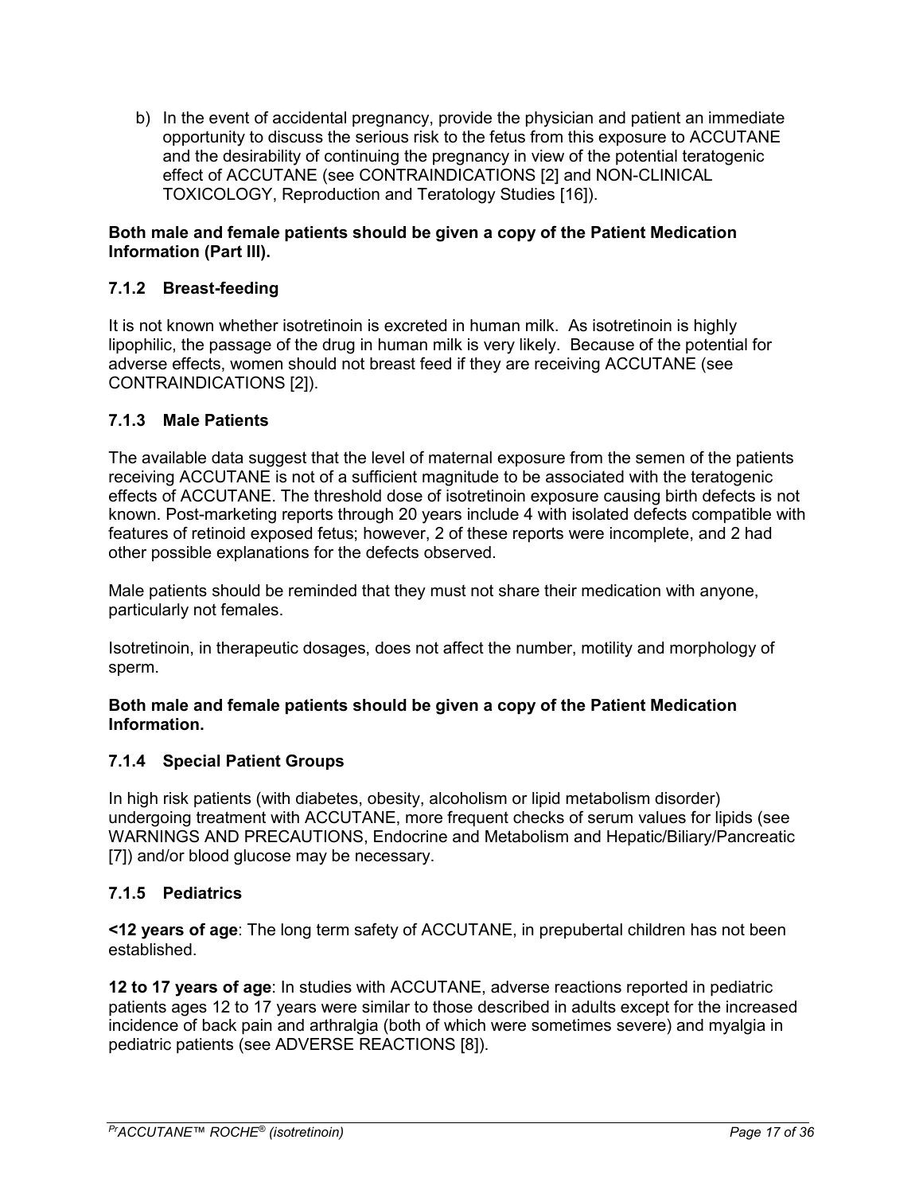b) In the event of accidental pregnancy, provide the physician and patient an immediate opportunity to discuss the serious risk to the fetus from this exposure to ACCUTANE and the desirability of continuing the pregnancy in view of the potential teratogenic effect of ACCUTANE (see CONTRAINDICATIONS [2] and NON-CLINICAL TOXICOLOGY, Reproduction and Teratology Studies [16]).

**Both male and female patients should be given a copy of the Patient Medication Information (Part III).**

### 7.1.2 Breast-feeding

It is not known whether isotretinoin is excreted in human milk. As isotretinoin is highly lipophilic, the passage of the drug in human milk is very likely. Because of the potential for adverse effects, women should not breast feed if they are receiving ACCUTANE (see CONTRAINDICATIONS [2]).

### 7.1.3 Male Patients

The available data suggest that the level of maternal exposure from the semen of the patients receiving ACCUTANE is not of a sufficient magnitude to be associated with the teratogenic effects of ACCUTANE. The threshold dose of isotretinoin exposure causing birth defects is not known. Post-marketing reports through 20 years include 4 with isolated defects compatible with features of retinoid exposed fetus; however, 2 of these reports were incomplete, and 2 had other possible explanations for the defects observed.

Male patients should be reminded that they must not share their medication with anyone, particularly not females.

Isotretinoin, in therapeutic dosages, does not affect the number, motility and morphology of sperm.

**Both male and female patients should be given a copy of the Patient Medication Information.**

### 7.1.4 Special Patient Groups

In high risk patients (with diabetes, obesity, alcoholism or lipid metabolism disorder) undergoing treatment with ACCUTANE, more frequent checks of serum values for lipids (see WARNINGS AND PRECAUTIONS, Endocrine and Metabolism and Hepatic/Biliary/Pancreatic [7]) and/or blood glucose may be necessary.

### 7.1.5 Pediatrics

**<12 years of age**: The long term safety of ACCUTANE, in prepubertal children has not been established.

**12 to 17 years of age**: In studies with ACCUTANE, adverse reactions reported in pediatric patients ages 12 to 17 years were similar to those described in adults except for the increased incidence of back pain and arthralgia (both of which were sometimes severe) and myalgia in pediatric patients (see ADVERSE REACTIONS [8]).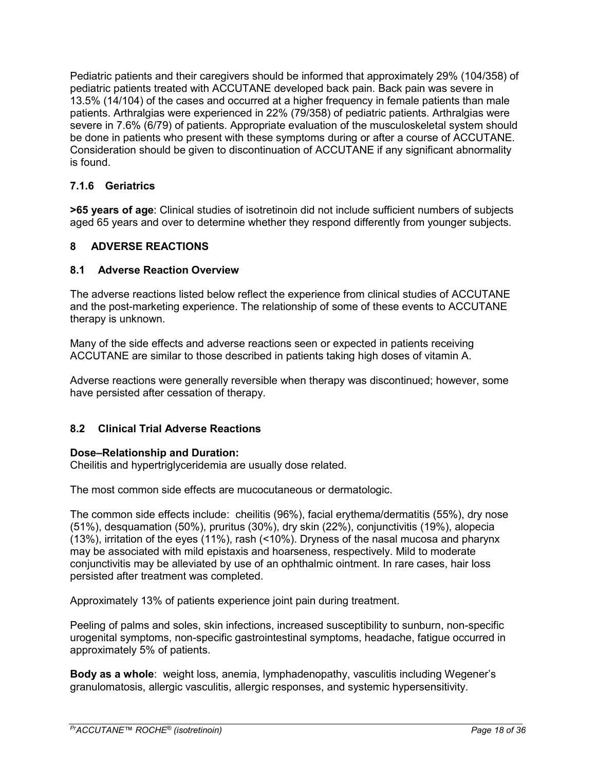Pediatric patients and their caregivers should be informed that approximately 29% (104/358) of pediatric patients treated with ACCUTANE developed back pain. Back pain was severe in 13.5% (14/104) of the cases and occurred at a higher frequency in female patients than male patients. Arthralgias were experienced in 22% (79/358) of pediatric patients. Arthralgias were severe in 7.6% (6/79) of patients. Appropriate evaluation of the musculoskeletal system should be done in patients who present with these symptoms during or after a course of ACCUTANE. Consideration should be given to discontinuation of ACCUTANE if any significant abnormality is found.

### 7.1.6 Geriatrics

**>65 years of age**: Clinical studies of isotretinoin did not include sufficient numbers of subjects aged 65 years and over to determine whether they respond differently from younger subjects.

## 8 ADVERSE REACTIONS

### 8.1 Adverse Reaction Overview

The adverse reactions listed below reflect the experience from clinical studies of ACCUTANE and the post-marketing experience. The relationship of some of these events to ACCUTANE therapy is unknown.

Many of the side effects and adverse reactions seen or expected in patients receiving ACCUTANE are similar to those described in patients taking high doses of vitamin A.

Adverse reactions were generally reversible when therapy was discontinued; however, some have persisted after cessation of therapy.

### 8.2 Clinical Trial Adverse Reactions

**Dose–Relationship and Duration:**
Cheilitis and hypertriglyceridemia are usually dose related.

The most common side effects are mucocutaneous or dermatologic.

The common side effects include: cheilitis (96%), facial erythema/dermatitis (55%), dry nose (51%), desquamation (50%), pruritus (30%), dry skin (22%), conjunctivitis (19%), alopecia (13%), irritation of the eyes (11%), rash (<10%). Dryness of the nasal mucosa and pharynx may be associated with mild epistaxis and hoarseness, respectively. Mild to moderate conjunctivitis may be alleviated by use of an ophthalmic ointment. In rare cases, hair loss persisted after treatment was completed.

Approximately 13% of patients experience joint pain during treatment.

Peeling of palms and soles, skin infections, increased susceptibility to sunburn, non-specific urogenital symptoms, non-specific gastrointestinal symptoms, headache, fatigue occurred in approximately 5% of patients.

**Body as a whole**: weight loss, anemia, lymphadenopathy, vasculitis including Wegener's granulomatosis, allergic vasculitis, allergic responses, and systemic hypersensitivity.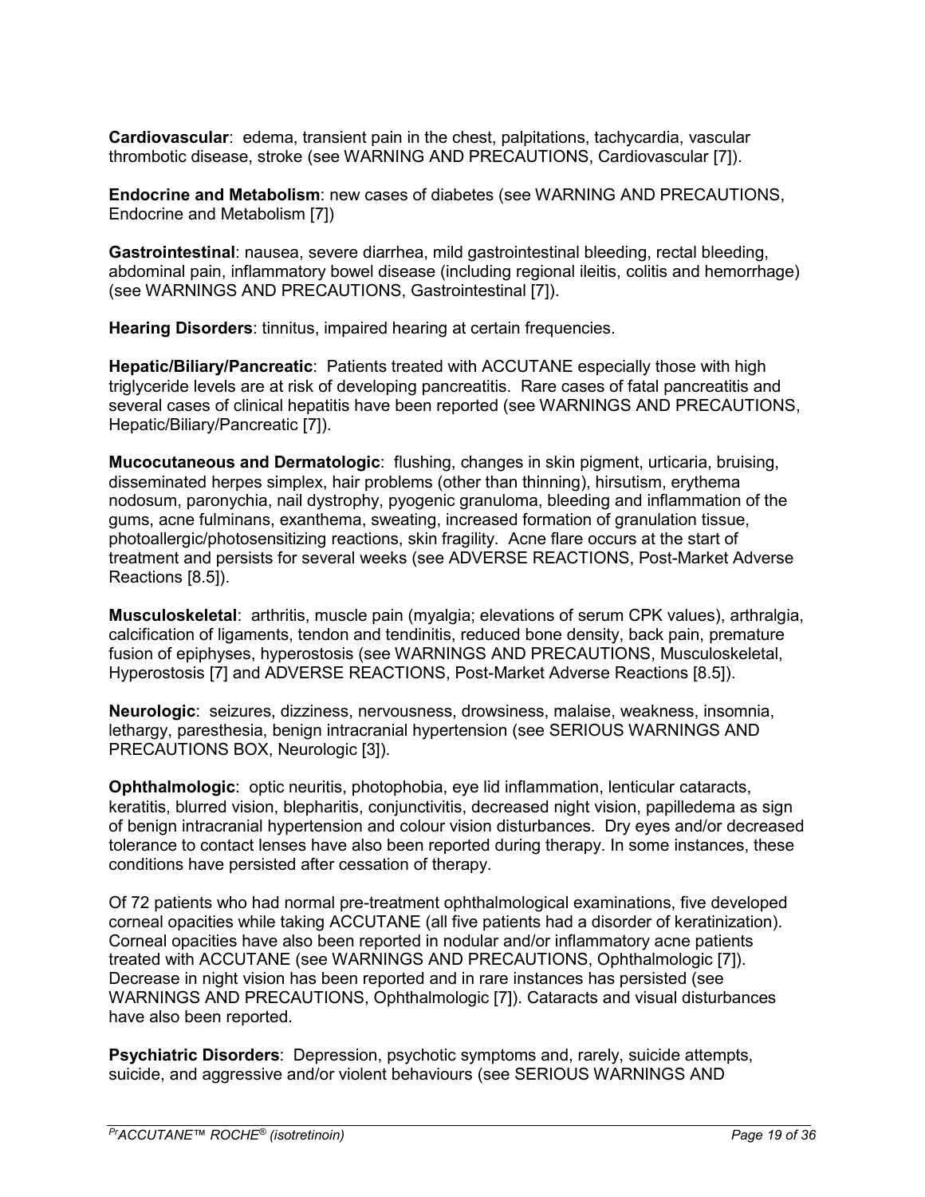**Cardiovascular**: edema, transient pain in the chest, palpitations, tachycardia, vascular thrombotic disease, stroke (see WARNING AND PRECAUTIONS, Cardiovascular [7]).

**Endocrine and Metabolism**: new cases of diabetes (see WARNING AND PRECAUTIONS, Endocrine and Metabolism [7])

**Gastrointestinal**: nausea, severe diarrhea, mild gastrointestinal bleeding, rectal bleeding, abdominal pain, inflammatory bowel disease (including regional ileitis, colitis and hemorrhage) (see WARNINGS AND PRECAUTIONS, Gastrointestinal [7]).

**Hearing Disorders**: tinnitus, impaired hearing at certain frequencies.

**Hepatic/Biliary/Pancreatic**: Patients treated with ACCUTANE especially those with high triglyceride levels are at risk of developing pancreatitis. Rare cases of fatal pancreatitis and several cases of clinical hepatitis have been reported (see WARNINGS AND PRECAUTIONS, Hepatic/Biliary/Pancreatic [7]).

**Mucocutaneous and Dermatologic**: flushing, changes in skin pigment, urticaria, bruising, disseminated herpes simplex, hair problems (other than thinning), hirsutism, erythema nodosum, paronychia, nail dystrophy, pyogenic granuloma, bleeding and inflammation of the gums, acne fulminans, exanthema, sweating, increased formation of granulation tissue, photoallergic/photosensitizing reactions, skin fragility. Acne flare occurs at the start of treatment and persists for several weeks (see ADVERSE REACTIONS, Post-Market Adverse Reactions [8.5]).

**Musculoskeletal**: arthritis, muscle pain (myalgia; elevations of serum CPK values), arthralgia, calcification of ligaments, tendon and tendinitis, reduced bone density, back pain, premature fusion of epiphyses, hyperostosis (see WARNINGS AND PRECAUTIONS, Musculoskeletal, Hyperostosis [7] and ADVERSE REACTIONS, Post-Market Adverse Reactions [8.5]).

**Neurologic**: seizures, dizziness, nervousness, drowsiness, malaise, weakness, insomnia, lethargy, paresthesia, benign intracranial hypertension (see SERIOUS WARNINGS AND PRECAUTIONS BOX, Neurologic [3]).

**Ophthalmologic**: optic neuritis, photophobia, eye lid inflammation, lenticular cataracts, keratitis, blurred vision, blepharitis, conjunctivitis, decreased night vision, papilledema as sign of benign intracranial hypertension and colour vision disturbances. Dry eyes and/or decreased tolerance to contact lenses have also been reported during therapy. In some instances, these conditions have persisted after cessation of therapy.

Of 72 patients who had normal pre-treatment ophthalmological examinations, five developed corneal opacities while taking ACCUTANE (all five patients had a disorder of keratinization). Corneal opacities have also been reported in nodular and/or inflammatory acne patients treated with ACCUTANE (see WARNINGS AND PRECAUTIONS, Ophthalmologic [7]). Decrease in night vision has been reported and in rare instances has persisted (see WARNINGS AND PRECAUTIONS, Ophthalmologic [7]). Cataracts and visual disturbances have also been reported.

**Psychiatric Disorders**: Depression, psychotic symptoms and, rarely, suicide attempts, suicide, and aggressive and/or violent behaviours (see SERIOUS WARNINGS AND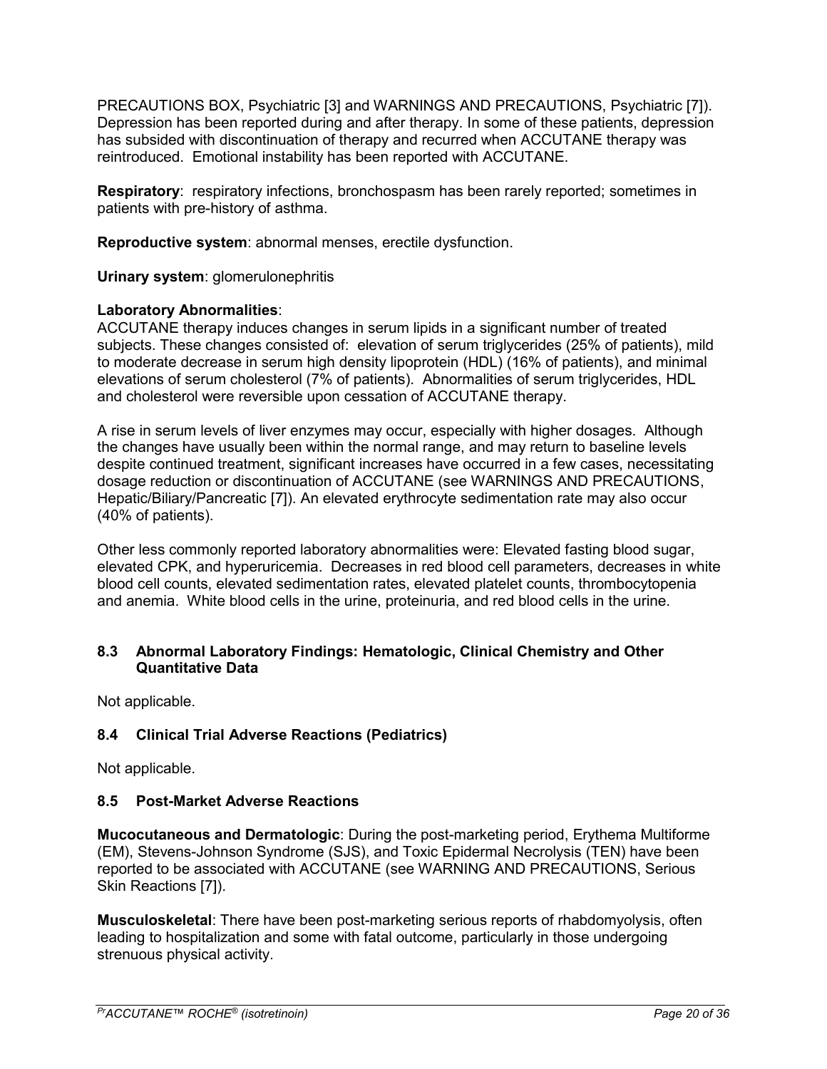PRECAUTIONS BOX, Psychiatric [3] and WARNINGS AND PRECAUTIONS, Psychiatric [7]). Depression has been reported during and after therapy. In some of these patients, depression has subsided with discontinuation of therapy and recurred when ACCUTANE therapy was reintroduced. Emotional instability has been reported with ACCUTANE.

**Respiratory**: respiratory infections, bronchospasm has been rarely reported; sometimes in patients with pre-history of asthma.

**Reproductive system**: abnormal menses, erectile dysfunction.

**Urinary system**: glomerulonephritis

**Laboratory Abnormalities**:

ACCUTANE therapy induces changes in serum lipids in a significant number of treated subjects. These changes consisted of: elevation of serum triglycerides (25% of patients), mild to moderate decrease in serum high density lipoprotein (HDL) (16% of patients), and minimal elevations of serum cholesterol (7% of patients). Abnormalities of serum triglycerides, HDL and cholesterol were reversible upon cessation of ACCUTANE therapy.

A rise in serum levels of liver enzymes may occur, especially with higher dosages. Although the changes have usually been within the normal range, and may return to baseline levels despite continued treatment, significant increases have occurred in a few cases, necessitating dosage reduction or discontinuation of ACCUTANE (see WARNINGS AND PRECAUTIONS, Hepatic/Biliary/Pancreatic [7]). An elevated erythrocyte sedimentation rate may also occur (40% of patients).

Other less commonly reported laboratory abnormalities were: Elevated fasting blood sugar, elevated CPK, and hyperuricemia. Decreases in red blood cell parameters, decreases in white blood cell counts, elevated sedimentation rates, elevated platelet counts, thrombocytopenia and anemia. White blood cells in the urine, proteinuria, and red blood cells in the urine.

### 8.3 Abnormal Laboratory Findings: Hematologic, Clinical Chemistry and Other Quantitative Data

Not applicable.

### 8.4 Clinical Trial Adverse Reactions (Pediatrics)

Not applicable.

### 8.5 Post-Market Adverse Reactions

**Mucocutaneous and Dermatologic**: During the post-marketing period, Erythema Multiforme (EM), Stevens-Johnson Syndrome (SJS), and Toxic Epidermal Necrolysis (TEN) have been reported to be associated with ACCUTANE (see WARNING AND PRECAUTIONS, Serious Skin Reactions [7]).

**Musculoskeletal**: There have been post-marketing serious reports of rhabdomyolysis, often leading to hospitalization and some with fatal outcome, particularly in those undergoing strenuous physical activity.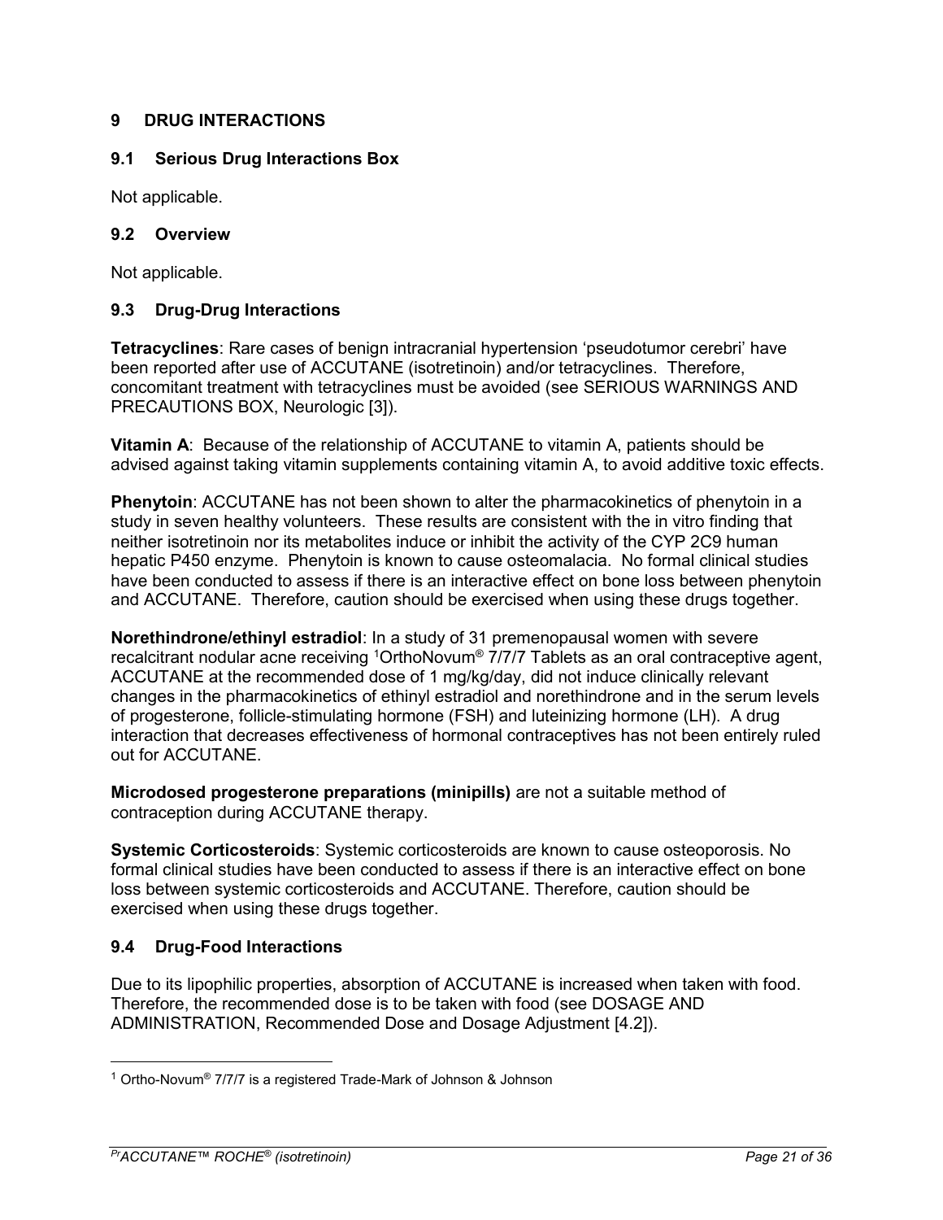## 9 DRUG INTERACTIONS

### 9.1 Serious Drug Interactions Box

Not applicable.

### 9.2 Overview

Not applicable.

### 9.3 Drug-Drug Interactions

**Tetracyclines**: Rare cases of benign intracranial hypertension 'pseudotumor cerebri' have been reported after use of ACCUTANE (isotretinoin) and/or tetracyclines. Therefore, concomitant treatment with tetracyclines must be avoided (see SERIOUS WARNINGS AND PRECAUTIONS BOX, Neurologic [3]).

**Vitamin A**: Because of the relationship of ACCUTANE to vitamin A, patients should be advised against taking vitamin supplements containing vitamin A, to avoid additive toxic effects.

**Phenytoin**: ACCUTANE has not been shown to alter the pharmacokinetics of phenytoin in a study in seven healthy volunteers. These results are consistent with the in vitro finding that neither isotretinoin nor its metabolites induce or inhibit the activity of the CYP 2C9 human hepatic P450 enzyme. Phenytoin is known to cause osteomalacia. No formal clinical studies have been conducted to assess if there is an interactive effect on bone loss between phenytoin and ACCUTANE. Therefore, caution should be exercised when using these drugs together.

**Norethindrone/ethinyl estradiol**: In a study of 31 premenopausal women with severe recalcitrant nodular acne receiving [1]OrthoNovum® 7/7/7 Tablets as an oral contraceptive agent, ACCUTANE at the recommended dose of 1 mg/kg/day, did not induce clinically relevant changes in the pharmacokinetics of ethinyl estradiol and norethindrone and in the serum levels of progesterone, follicle-stimulating hormone (FSH) and luteinizing hormone (LH). A drug interaction that decreases effectiveness of hormonal contraceptives has not been entirely ruled out for ACCUTANE.

**Microdosed progesterone preparations (minipills)** are not a suitable method of contraception during ACCUTANE therapy.

**Systemic Corticosteroids**: Systemic corticosteroids are known to cause osteoporosis. No formal clinical studies have been conducted to assess if there is an interactive effect on bone loss between systemic corticosteroids and ACCUTANE. Therefore, caution should be exercised when using these drugs together.

### 9.4 Drug-Food Interactions

Due to its lipophilic properties, absorption of ACCUTANE is increased when taken with food. Therefore, the recommended dose is to be taken with food (see DOSAGE AND ADMINISTRATION, Recommended Dose and Dosage Adjustment [4.2]).

---

[1] Ortho-Novum® 7/7/7 is a registered Trade-Mark of Johnson & Johnson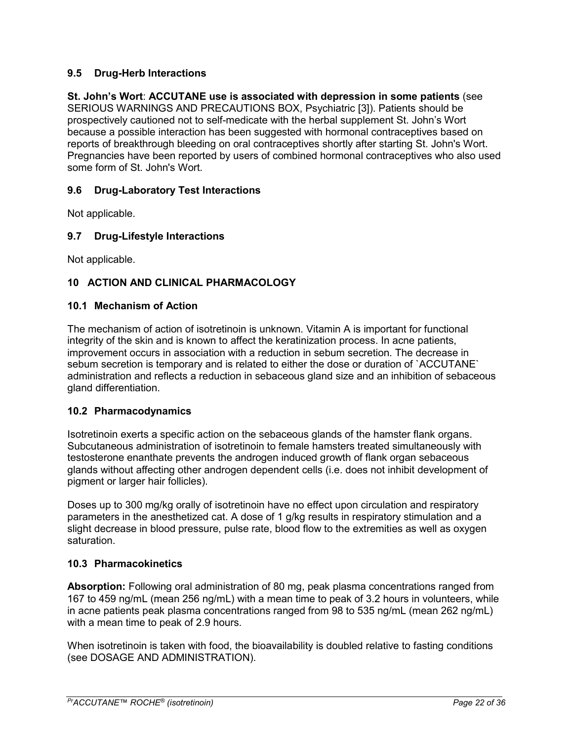### 9.5 Drug-Herb Interactions

**St. John's Wort**: **ACCUTANE use is associated with depression in some patients** (see SERIOUS WARNINGS AND PRECAUTIONS BOX, Psychiatric [3]). Patients should be prospectively cautioned not to self-medicate with the herbal supplement St. John's Wort because a possible interaction has been suggested with hormonal contraceptives based on reports of breakthrough bleeding on oral contraceptives shortly after starting St. John's Wort. Pregnancies have been reported by users of combined hormonal contraceptives who also used some form of St. John's Wort.

### 9.6 Drug-Laboratory Test Interactions

Not applicable.

### 9.7 Drug-Lifestyle Interactions

Not applicable.

## 10 ACTION AND CLINICAL PHARMACOLOGY

### 10.1 Mechanism of Action

The mechanism of action of isotretinoin is unknown. Vitamin A is important for functional integrity of the skin and is known to affect the keratinization process. In acne patients, improvement occurs in association with a reduction in sebum secretion. The decrease in sebum secretion is temporary and is related to either the dose or duration of `ACCUTANE` administration and reflects a reduction in sebaceous gland size and an inhibition of sebaceous gland differentiation.

### 10.2 Pharmacodynamics

Isotretinoin exerts a specific action on the sebaceous glands of the hamster flank organs. Subcutaneous administration of isotretinoin to female hamsters treated simultaneously with testosterone enanthate prevents the androgen induced growth of flank organ sebaceous glands without affecting other androgen dependent cells (i.e. does not inhibit development of pigment or larger hair follicles).

Doses up to 300 mg/kg orally of isotretinoin have no effect upon circulation and respiratory parameters in the anesthetized cat. A dose of 1 g/kg results in respiratory stimulation and a slight decrease in blood pressure, pulse rate, blood flow to the extremities as well as oxygen saturation.

### 10.3 Pharmacokinetics

**Absorption:** Following oral administration of 80 mg, peak plasma concentrations ranged from 167 to 459 ng/mL (mean 256 ng/mL) with a mean time to peak of 3.2 hours in volunteers, while in acne patients peak plasma concentrations ranged from 98 to 535 ng/mL (mean 262 ng/mL) with a mean time to peak of 2.9 hours.

When isotretinoin is taken with food, the bioavailability is doubled relative to fasting conditions (see DOSAGE AND ADMINISTRATION).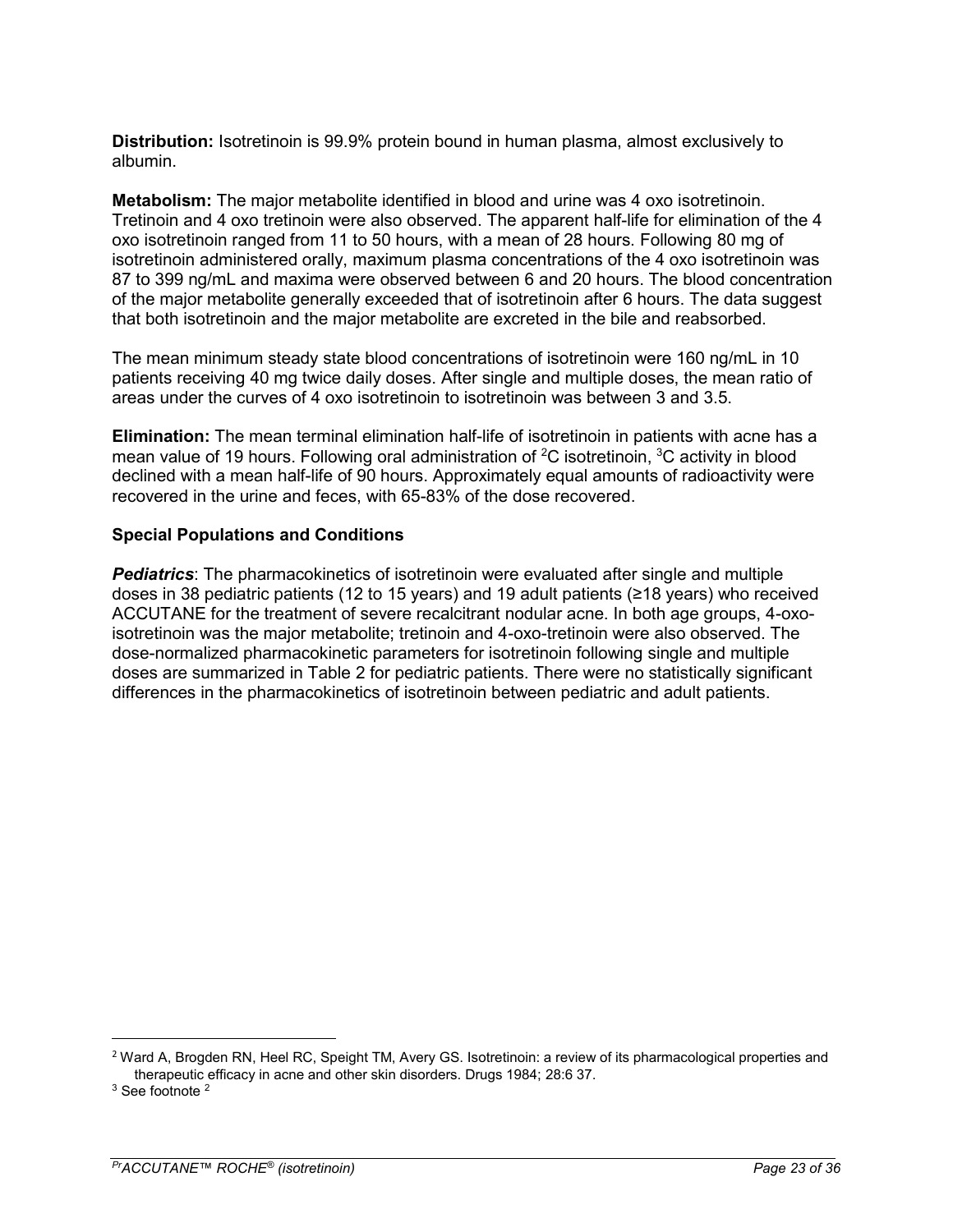**Distribution:** Isotretinoin is 99.9% protein bound in human plasma, almost exclusively to albumin.

**Metabolism:** The major metabolite identified in blood and urine was 4 oxo isotretinoin. Tretinoin and 4 oxo tretinoin were also observed. The apparent half-life for elimination of the 4 oxo isotretinoin ranged from 11 to 50 hours, with a mean of 28 hours. Following 80 mg of isotretinoin administered orally, maximum plasma concentrations of the 4 oxo isotretinoin was 87 to 399 ng/mL and maxima were observed between 6 and 20 hours. The blood concentration of the major metabolite generally exceeded that of isotretinoin after 6 hours. The data suggest that both isotretinoin and the major metabolite are excreted in the bile and reabsorbed.

The mean minimum steady state blood concentrations of isotretinoin were 160 ng/mL in 10 patients receiving 40 mg twice daily doses. After single and multiple doses, the mean ratio of areas under the curves of 4 oxo isotretinoin to isotretinoin was between 3 and 3.5.

**Elimination:** The mean terminal elimination half-life of isotretinoin in patients with acne has a mean value of 19 hours. Following oral administration of [2]C isotretinoin, [3]C activity in blood declined with a mean half-life of 90 hours. Approximately equal amounts of radioactivity were recovered in the urine and feces, with 65-83% of the dose recovered.

### Special Populations and Conditions

***Pediatrics***: The pharmacokinetics of isotretinoin were evaluated after single and multiple doses in 38 pediatric patients (12 to 15 years) and 19 adult patients (≥18 years) who received ACCUTANE for the treatment of severe recalcitrant nodular acne. In both age groups, 4-oxo-isotretinoin was the major metabolite; tretinoin and 4-oxo-tretinoin were also observed. The dose-normalized pharmacokinetic parameters for isotretinoin following single and multiple doses are summarized in Table 2 for pediatric patients. There were no statistically significant differences in the pharmacokinetics of isotretinoin between pediatric and adult patients.

[2] Ward A, Brogden RN, Heel RC, Speight TM, Avery GS. Isotretinoin: a review of its pharmacological properties and therapeutic efficacy in acne and other skin disorders. Drugs 1984; 28:6 37.

[3] See footnote [2]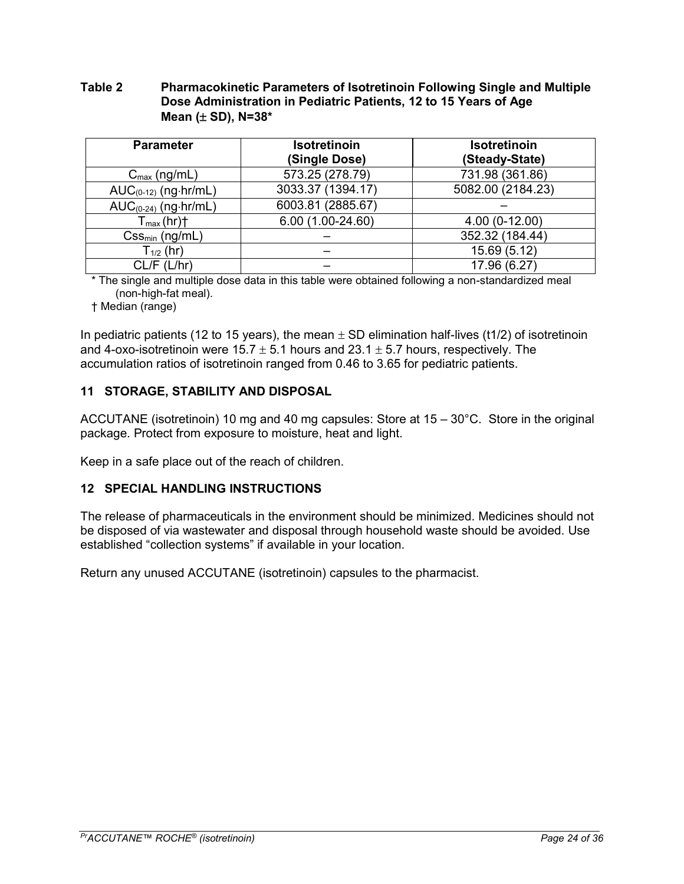**Table 2 Pharmacokinetic Parameters of Isotretinoin Following Single and Multiple Dose Administration in Pediatric Patients, 12 to 15 Years of Age Mean (± SD), N=38***

| Parameter | Isotretinoin (Single Dose) | Isotretinoin (Steady-State) |
|---|---|---|
| $C_{max}$ (ng/mL) | 573.25 (278.79) | 731.98 (361.86) |
| $AUC_{(0-12)}$ (ng·hr/mL) | 3033.37 (1394.17) | 5082.00 (2184.23) |
| $AUC_{(0-24)}$ (ng·hr/mL) | 6003.81 (2885.67) | – |
| $T_{max}$ (hr)† | 6.00 (1.00-24.60) | 4.00 (0-12.00) |
| $Css_{min}$ (ng/mL) | – | 352.32 (184.44) |
| $T_{1/2}$ (hr) | – | 15.69 (5.12) |
| CL/F (L/hr) | – | 17.96 (6.27) |

\* The single and multiple dose data in this table were obtained following a non-standardized meal (non-high-fat meal).

† Median (range)

In pediatric patients (12 to 15 years), the mean ± SD elimination half-lives (t1/2) of isotretinoin and 4-oxo-isotretinoin were 15.7 ± 5.1 hours and 23.1 ± 5.7 hours, respectively. The accumulation ratios of isotretinoin ranged from 0.46 to 3.65 for pediatric patients.

## 11 STORAGE, STABILITY AND DISPOSAL

ACCUTANE (isotretinoin) 10 mg and 40 mg capsules: Store at 15 – 30°C. Store in the original package. Protect from exposure to moisture, heat and light.

Keep in a safe place out of the reach of children.

## 12 SPECIAL HANDLING INSTRUCTIONS

The release of pharmaceuticals in the environment should be minimized. Medicines should not be disposed of via wastewater and disposal through household waste should be avoided. Use established "collection systems" if available in your location.

Return any unused ACCUTANE (isotretinoin) capsules to the pharmacist.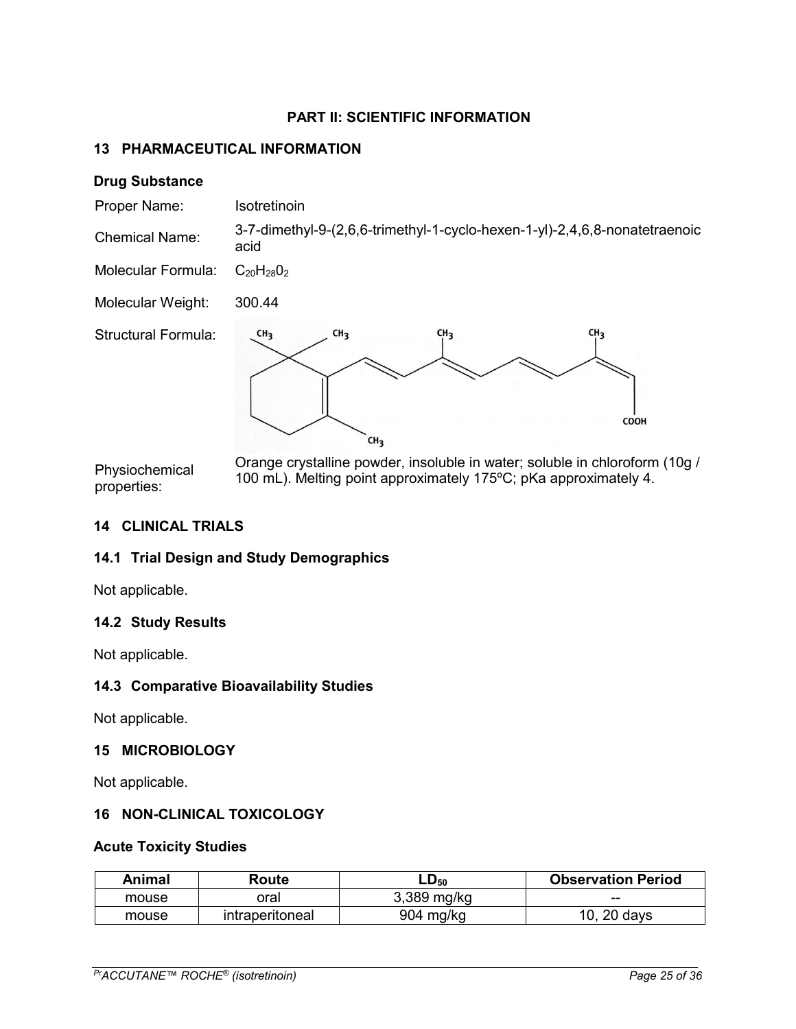# PART II: SCIENTIFIC INFORMATION

## 13 PHARMACEUTICAL INFORMATION

**Drug Substance**

Proper Name: Isotretinoin

Chemical Name: 3-7-dimethyl-9-(2,6,6-trimethyl-1-cyclo-hexen-1-yl)-2,4,6,8-nonatetraenoic acid

Molecular Formula: $C_{20}H_{28}O_2$

Molecular Weight: 300.44

Structural Formula:

Physiochemical properties: Orange crystalline powder, insoluble in water; soluble in chloroform (10g / 100 mL). Melting point approximately 175ºC; pKa approximately 4.

## 14 CLINICAL TRIALS

### 14.1 Trial Design and Study Demographics

Not applicable.

### 14.2 Study Results

Not applicable.

### 14.3 Comparative Bioavailability Studies

Not applicable.

## 15 MICROBIOLOGY

Not applicable.

## 16 NON-CLINICAL TOXICOLOGY

**Acute Toxicity Studies**

| Animal | Route | $LD_{50}$ | Observation Period |
|---|---|---|---|
| mouse | oral | 3,389 mg/kg | -- |
| mouse | intraperitoneal | 904 mg/kg | 10, 20 days |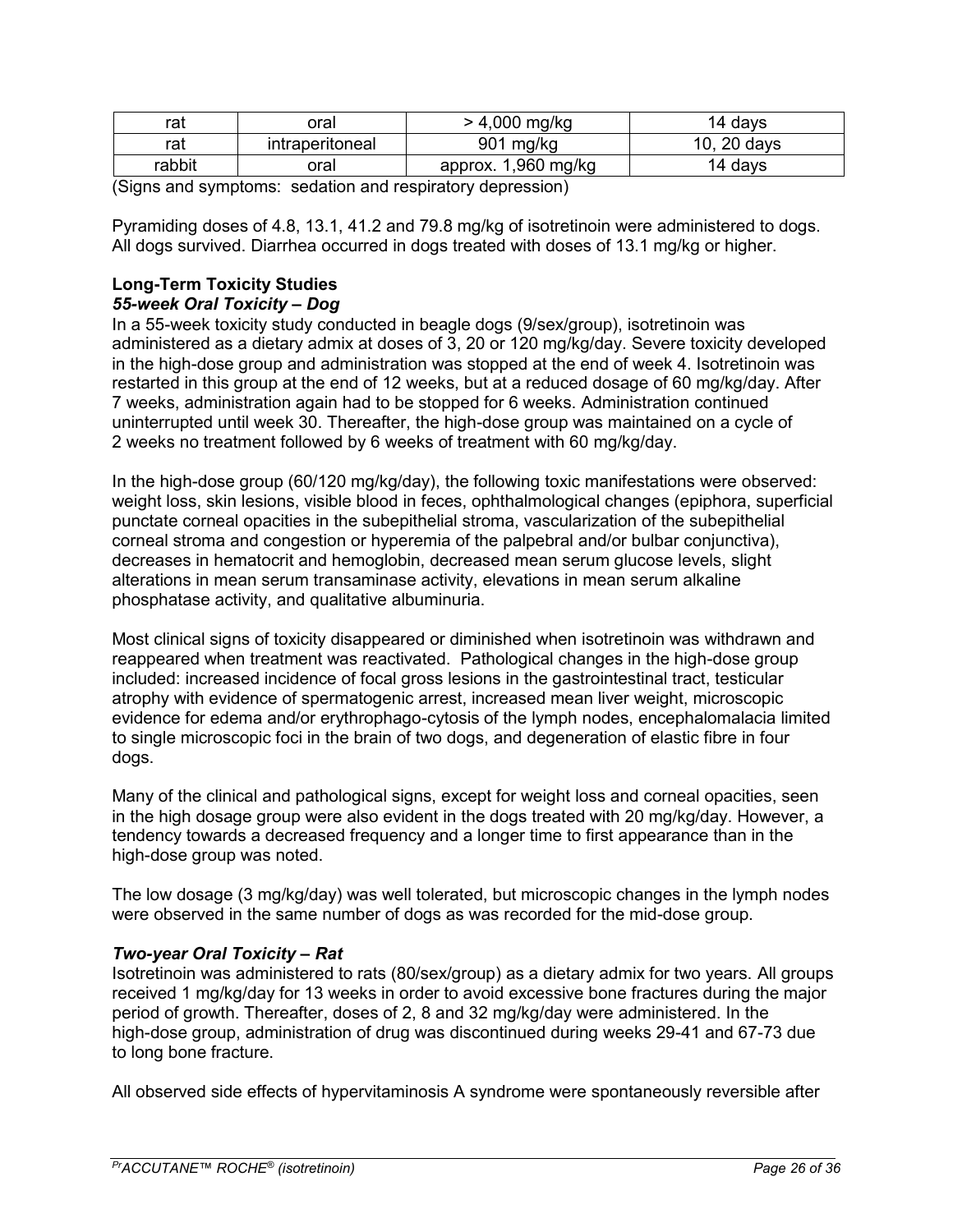| rat | oral | > 4,000 mg/kg | 14 days |
|---|---|---|---|
| rat | intraperitoneal | 901 mg/kg | 10, 20 days |
| rabbit | oral | approx. 1,960 mg/kg | 14 days |

(Signs and symptoms: sedation and respiratory depression)

Pyramiding doses of 4.8, 13.1, 41.2 and 79.8 mg/kg of isotretinoin were administered to dogs. All dogs survived. Diarrhea occurred in dogs treated with doses of 13.1 mg/kg or higher.

**Long-Term Toxicity Studies**

***55-week Oral Toxicity – Dog***

In a 55-week toxicity study conducted in beagle dogs (9/sex/group), isotretinoin was administered as a dietary admix at doses of 3, 20 or 120 mg/kg/day. Severe toxicity developed in the high-dose group and administration was stopped at the end of week 4. Isotretinoin was restarted in this group at the end of 12 weeks, but at a reduced dosage of 60 mg/kg/day. After 7 weeks, administration again had to be stopped for 6 weeks. Administration continued uninterrupted until week 30. Thereafter, the high-dose group was maintained on a cycle of 2 weeks no treatment followed by 6 weeks of treatment with 60 mg/kg/day.

In the high-dose group (60/120 mg/kg/day), the following toxic manifestations were observed: weight loss, skin lesions, visible blood in feces, ophthalmological changes (epiphora, superficial punctate corneal opacities in the subepithelial stroma, vascularization of the subepithelial corneal stroma and congestion or hyperemia of the palpebral and/or bulbar conjunctiva), decreases in hematocrit and hemoglobin, decreased mean serum glucose levels, slight alterations in mean serum transaminase activity, elevations in mean serum alkaline phosphatase activity, and qualitative albuminuria.

Most clinical signs of toxicity disappeared or diminished when isotretinoin was withdrawn and reappeared when treatment was reactivated. Pathological changes in the high-dose group included: increased incidence of focal gross lesions in the gastrointestinal tract, testicular atrophy with evidence of spermatogenic arrest, increased mean liver weight, microscopic evidence for edema and/or erythrophago-cytosis of the lymph nodes, encephalomalacia limited to single microscopic foci in the brain of two dogs, and degeneration of elastic fibre in four dogs.

Many of the clinical and pathological signs, except for weight loss and corneal opacities, seen in the high dosage group were also evident in the dogs treated with 20 mg/kg/day. However, a tendency towards a decreased frequency and a longer time to first appearance than in the high-dose group was noted.

The low dosage (3 mg/kg/day) was well tolerated, but microscopic changes in the lymph nodes were observed in the same number of dogs as was recorded for the mid-dose group.

***Two-year Oral Toxicity – Rat***

Isotretinoin was administered to rats (80/sex/group) as a dietary admix for two years. All groups received 1 mg/kg/day for 13 weeks in order to avoid excessive bone fractures during the major period of growth. Thereafter, doses of 2, 8 and 32 mg/kg/day were administered. In the high-dose group, administration of drug was discontinued during weeks 29-41 and 67-73 due to long bone fracture.

All observed side effects of hypervitaminosis A syndrome were spontaneously reversible after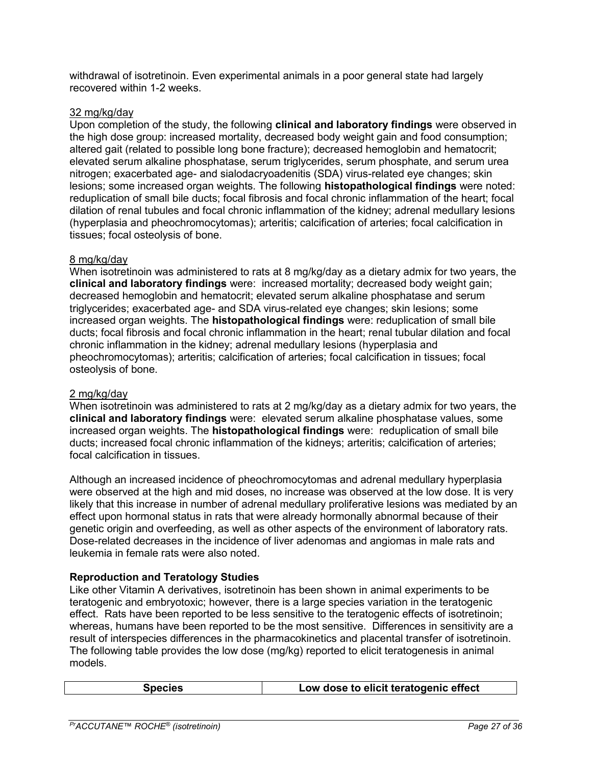withdrawal of isotretinoin. Even experimental animals in a poor general state had largely recovered within 1-2 weeks.

32 mg/kg/day

Upon completion of the study, the following **clinical and laboratory findings** were observed in the high dose group: increased mortality, decreased body weight gain and food consumption; altered gait (related to possible long bone fracture); decreased hemoglobin and hematocrit; elevated serum alkaline phosphatase, serum triglycerides, serum phosphate, and serum urea nitrogen; exacerbated age- and sialodacryoadenitis (SDA) virus-related eye changes; skin lesions; some increased organ weights. The following **histopathological findings** were noted: reduplication of small bile ducts; focal fibrosis and focal chronic inflammation of the heart; focal dilation of renal tubules and focal chronic inflammation of the kidney; adrenal medullary lesions (hyperplasia and pheochromocytomas); arteritis; calcification of arteries; focal calcification in tissues; focal osteolysis of bone.

8 mg/kg/day

When isotretinoin was administered to rats at 8 mg/kg/day as a dietary admix for two years, the **clinical and laboratory findings** were: increased mortality; decreased body weight gain; decreased hemoglobin and hematocrit; elevated serum alkaline phosphatase and serum triglycerides; exacerbated age- and SDA virus-related eye changes; skin lesions; some increased organ weights. The **histopathological findings** were: reduplication of small bile ducts; focal fibrosis and focal chronic inflammation in the heart; renal tubular dilation and focal chronic inflammation in the kidney; adrenal medullary lesions (hyperplasia and pheochromocytomas); arteritis; calcification of arteries; focal calcification in tissues; focal osteolysis of bone.

2 mg/kg/day

When isotretinoin was administered to rats at 2 mg/kg/day as a dietary admix for two years, the **clinical and laboratory findings** were: elevated serum alkaline phosphatase values, some increased organ weights. The **histopathological findings** were: reduplication of small bile ducts; increased focal chronic inflammation of the kidneys; arteritis; calcification of arteries; focal calcification in tissues.

Although an increased incidence of pheochromocytomas and adrenal medullary hyperplasia were observed at the high and mid doses, no increase was observed at the low dose. It is very likely that this increase in number of adrenal medullary proliferative lesions was mediated by an effect upon hormonal status in rats that were already hormonally abnormal because of their genetic origin and overfeeding, as well as other aspects of the environment of laboratory rats. Dose-related decreases in the incidence of liver adenomas and angiomas in male rats and leukemia in female rats were also noted.

**Reproduction and Teratology Studies**

Like other Vitamin A derivatives, isotretinoin has been shown in animal experiments to be teratogenic and embryotoxic; however, there is a large species variation in the teratogenic effect. Rats have been reported to be less sensitive to the teratogenic effects of isotretinoin; whereas, humans have been reported to be the most sensitive. Differences in sensitivity are a result of interspecies differences in the pharmacokinetics and placental transfer of isotretinoin. The following table provides the low dose (mg/kg) reported to elicit teratogenesis in animal models.

| Species | Low dose to elicit teratogenic effect |
|---|---|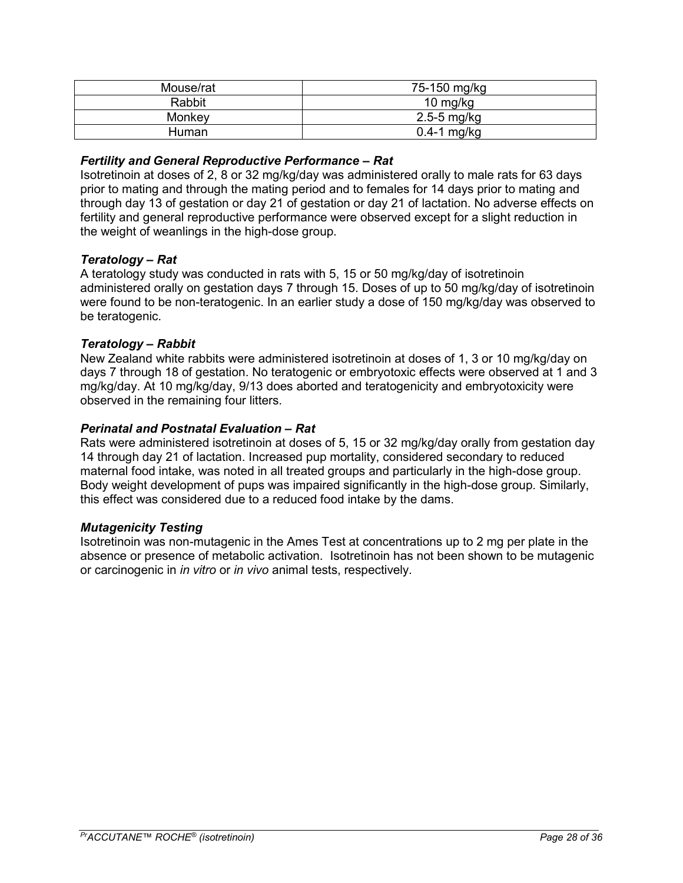| Mouse/rat | 75-150 mg/kg |
|---|---|
| Rabbit | 10 mg/kg |
| Monkey | 2.5-5 mg/kg |
| Human | 0.4-1 mg/kg |

### *Fertility and General Reproductive Performance – Rat*

Isotretinoin at doses of 2, 8 or 32 mg/kg/day was administered orally to male rats for 63 days prior to mating and through the mating period and to females for 14 days prior to mating and through day 13 of gestation or day 21 of gestation or day 21 of lactation. No adverse effects on fertility and general reproductive performance were observed except for a slight reduction in the weight of weanlings in the high-dose group.

### *Teratology – Rat*

A teratology study was conducted in rats with 5, 15 or 50 mg/kg/day of isotretinoin administered orally on gestation days 7 through 15. Doses of up to 50 mg/kg/day of isotretinoin were found to be non-teratogenic. In an earlier study a dose of 150 mg/kg/day was observed to be teratogenic.

### *Teratology – Rabbit*

New Zealand white rabbits were administered isotretinoin at doses of 1, 3 or 10 mg/kg/day on days 7 through 18 of gestation. No teratogenic or embryotoxic effects were observed at 1 and 3 mg/kg/day. At 10 mg/kg/day, 9/13 does aborted and teratogenicity and embryotoxicity were observed in the remaining four litters.

### *Perinatal and Postnatal Evaluation – Rat*

Rats were administered isotretinoin at doses of 5, 15 or 32 mg/kg/day orally from gestation day 14 through day 21 of lactation. Increased pup mortality, considered secondary to reduced maternal food intake, was noted in all treated groups and particularly in the high-dose group. Body weight development of pups was impaired significantly in the high-dose group. Similarly, this effect was considered due to a reduced food intake by the dams.

### *Mutagenicity Testing*

Isotretinoin was non-mutagenic in the Ames Test at concentrations up to 2 mg per plate in the absence or presence of metabolic activation. Isotretinoin has not been shown to be mutagenic or carcinogenic in *in vitro* or *in vivo* animal tests, respectively.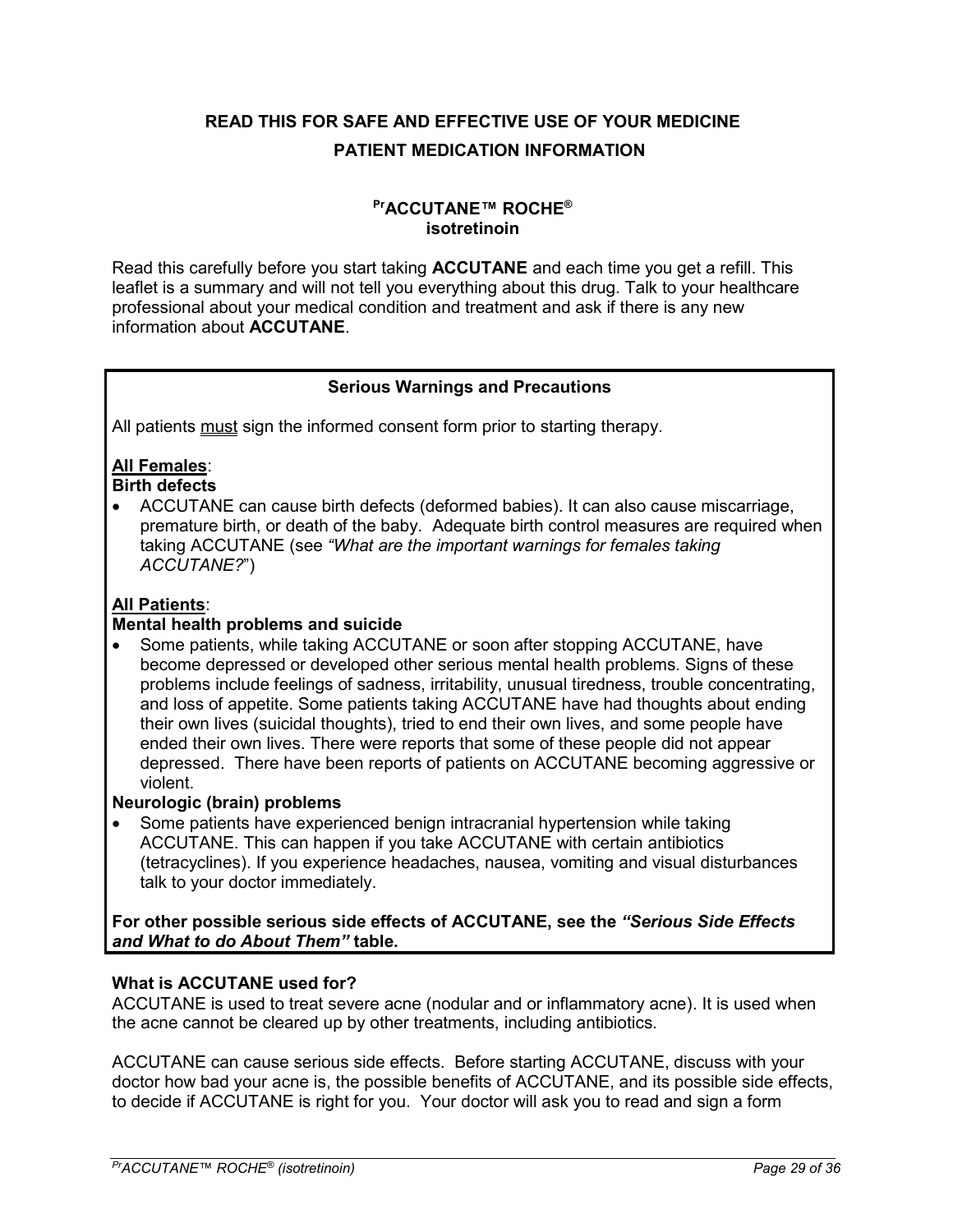**READ THIS FOR SAFE AND EFFECTIVE USE OF YOUR MEDICINE**

**PATIENT MEDICATION INFORMATION**

**PrACCUTANE™ ROCHE®**
**isotretinoin**

Read this carefully before you start taking **ACCUTANE** and each time you get a refill. This leaflet is a summary and will not tell you everything about this drug. Talk to your healthcare professional about your medical condition and treatment and ask if there is any new information about **ACCUTANE**.

**Serious Warnings and Precautions**

All patients <u>must</u> sign the informed consent form prior to starting therapy.

**<u>All Females</u>**:
**Birth defects**

- ACCUTANE can cause birth defects (deformed babies). It can also cause miscarriage, premature birth, or death of the baby. Adequate birth control measures are required when taking ACCUTANE (see *"What are the important warnings for females taking ACCUTANE?"*)

**<u>All Patients</u>**:
**Mental health problems and suicide**

- Some patients, while taking ACCUTANE or soon after stopping ACCUTANE, have become depressed or developed other serious mental health problems. Signs of these problems include feelings of sadness, irritability, unusual tiredness, trouble concentrating, and loss of appetite. Some patients taking ACCUTANE have had thoughts about ending their own lives (suicidal thoughts), tried to end their own lives, and some people have ended their own lives. There were reports that some of these people did not appear depressed. There have been reports of patients on ACCUTANE becoming aggressive or violent.

**Neurologic (brain) problems**

- Some patients have experienced benign intracranial hypertension while taking ACCUTANE. This can happen if you take ACCUTANE with certain antibiotics (tetracyclines). If you experience headaches, nausea, vomiting and visual disturbances talk to your doctor immediately.

**For other possible serious side effects of ACCUTANE, see the *"Serious Side Effects and What to do About Them"* table.**

**What is ACCUTANE used for?**
ACCUTANE is used to treat severe acne (nodular and or inflammatory acne). It is used when the acne cannot be cleared up by other treatments, including antibiotics.

ACCUTANE can cause serious side effects. Before starting ACCUTANE, discuss with your doctor how bad your acne is, the possible benefits of ACCUTANE, and its possible side effects, to decide if ACCUTANE is right for you. Your doctor will ask you to read and sign a form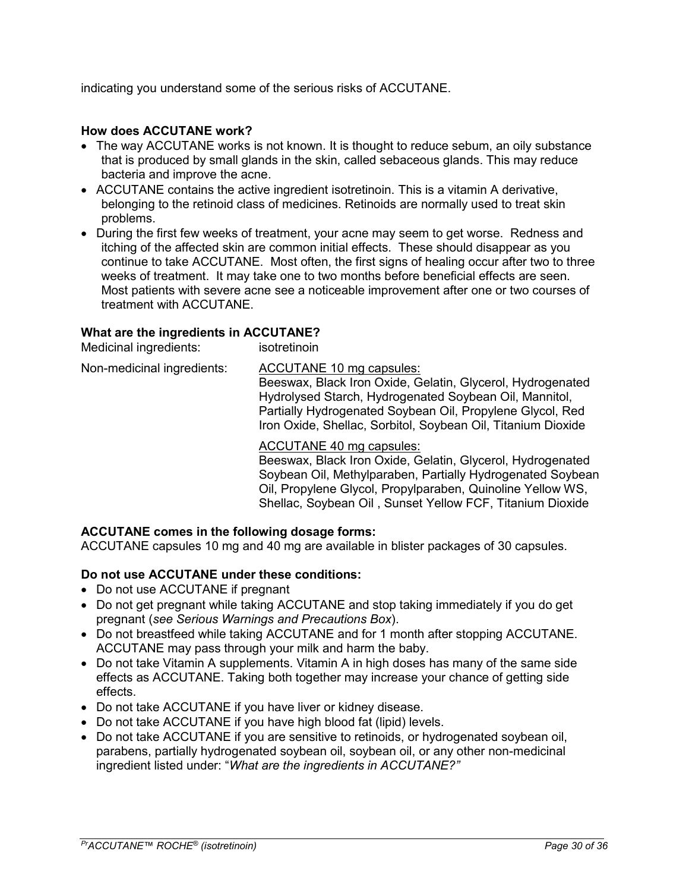indicating you understand some of the serious risks of ACCUTANE.

**How does ACCUTANE work?**

- The way ACCUTANE works is not known. It is thought to reduce sebum, an oily substance that is produced by small glands in the skin, called sebaceous glands. This may reduce bacteria and improve the acne.
- ACCUTANE contains the active ingredient isotretinoin. This is a vitamin A derivative, belonging to the retinoid class of medicines. Retinoids are normally used to treat skin problems.
- During the first few weeks of treatment, your acne may seem to get worse. Redness and itching of the affected skin are common initial effects. These should disappear as you continue to take ACCUTANE. Most often, the first signs of healing occur after two to three weeks of treatment. It may take one to two months before beneficial effects are seen. Most patients with severe acne see a noticeable improvement after one or two courses of treatment with ACCUTANE.

**What are the ingredients in ACCUTANE?**

Medicinal ingredients: isotretinoin

Non-medicinal ingredients:

ACCUTANE 10 mg capsules:
Beeswax, Black Iron Oxide, Gelatin, Glycerol, Hydrogenated Hydrolysed Starch, Hydrogenated Soybean Oil, Mannitol, Partially Hydrogenated Soybean Oil, Propylene Glycol, Red Iron Oxide, Shellac, Sorbitol, Soybean Oil, Titanium Dioxide

ACCUTANE 40 mg capsules:
Beeswax, Black Iron Oxide, Gelatin, Glycerol, Hydrogenated Soybean Oil, Methylparaben, Partially Hydrogenated Soybean Oil, Propylene Glycol, Propylparaben, Quinoline Yellow WS, Shellac, Soybean Oil , Sunset Yellow FCF, Titanium Dioxide

**ACCUTANE comes in the following dosage forms:**

ACCUTANE capsules 10 mg and 40 mg are available in blister packages of 30 capsules.

**Do not use ACCUTANE under these conditions:**

- Do not use ACCUTANE if pregnant
- Do not get pregnant while taking ACCUTANE and stop taking immediately if you do get pregnant (*see Serious Warnings and Precautions Box*).
- Do not breastfeed while taking ACCUTANE and for 1 month after stopping ACCUTANE. ACCUTANE may pass through your milk and harm the baby.
- Do not take Vitamin A supplements. Vitamin A in high doses has many of the same side effects as ACCUTANE. Taking both together may increase your chance of getting side effects.
- Do not take ACCUTANE if you have liver or kidney disease.
- Do not take ACCUTANE if you have high blood fat (lipid) levels.
- Do not take ACCUTANE if you are sensitive to retinoids, or hydrogenated soybean oil, parabens, partially hydrogenated soybean oil, soybean oil, or any other non-medicinal ingredient listed under: "*What are the ingredients in ACCUTANE?"*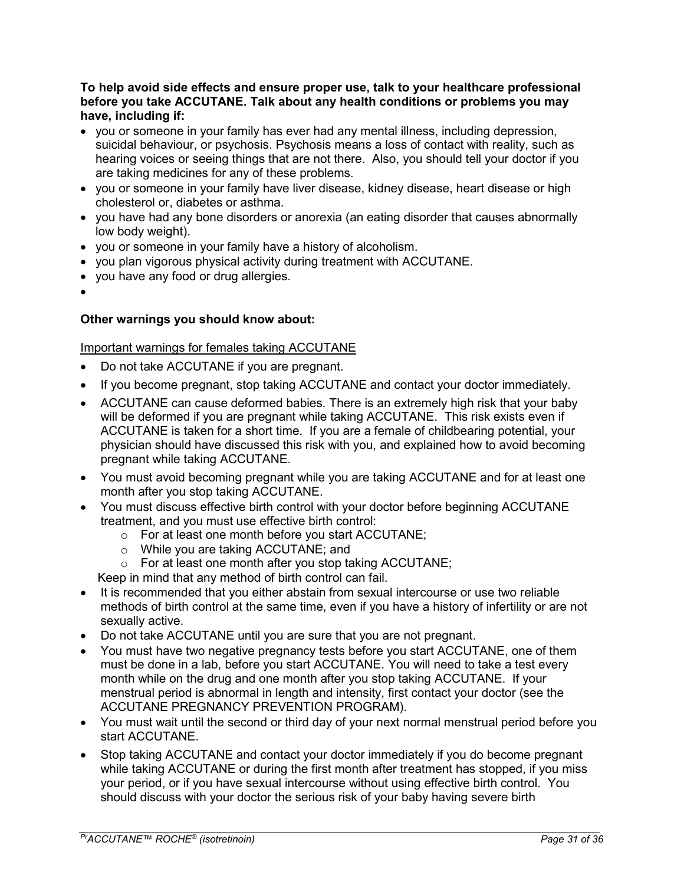**To help avoid side effects and ensure proper use, talk to your healthcare professional before you take ACCUTANE. Talk about any health conditions or problems you may have, including if:**

- you or someone in your family has ever had any mental illness, including depression, suicidal behaviour, or psychosis. Psychosis means a loss of contact with reality, such as hearing voices or seeing things that are not there. Also, you should tell your doctor if you are taking medicines for any of these problems.
- you or someone in your family have liver disease, kidney disease, heart disease or high cholesterol or, diabetes or asthma.
- you have had any bone disorders or anorexia (an eating disorder that causes abnormally low body weight).
- you or someone in your family have a history of alcoholism.
- you plan vigorous physical activity during treatment with ACCUTANE.
- you have any food or drug allergies.
- 

**Other warnings you should know about:**

Important warnings for females taking ACCUTANE

- Do not take ACCUTANE if you are pregnant.
- If you become pregnant, stop taking ACCUTANE and contact your doctor immediately.
- ACCUTANE can cause deformed babies. There is an extremely high risk that your baby will be deformed if you are pregnant while taking ACCUTANE. This risk exists even if ACCUTANE is taken for a short time. If you are a female of childbearing potential, your physician should have discussed this risk with you, and explained how to avoid becoming pregnant while taking ACCUTANE.
- You must avoid becoming pregnant while you are taking ACCUTANE and for at least one month after you stop taking ACCUTANE.
- You must discuss effective birth control with your doctor before beginning ACCUTANE treatment, and you must use effective birth control:
  - For at least one month before you start ACCUTANE;
  - While you are taking ACCUTANE; and
  - For at least one month after you stop taking ACCUTANE;

  Keep in mind that any method of birth control can fail.
- It is recommended that you either abstain from sexual intercourse or use two reliable methods of birth control at the same time, even if you have a history of infertility or are not sexually active.
- Do not take ACCUTANE until you are sure that you are not pregnant.
- You must have two negative pregnancy tests before you start ACCUTANE, one of them must be done in a lab, before you start ACCUTANE. You will need to take a test every month while on the drug and one month after you stop taking ACCUTANE. If your menstrual period is abnormal in length and intensity, first contact your doctor (see the ACCUTANE PREGNANCY PREVENTION PROGRAM).
- You must wait until the second or third day of your next normal menstrual period before you start ACCUTANE.
- Stop taking ACCUTANE and contact your doctor immediately if you do become pregnant while taking ACCUTANE or during the first month after treatment has stopped, if you miss your period, or if you have sexual intercourse without using effective birth control. You should discuss with your doctor the serious risk of your baby having severe birth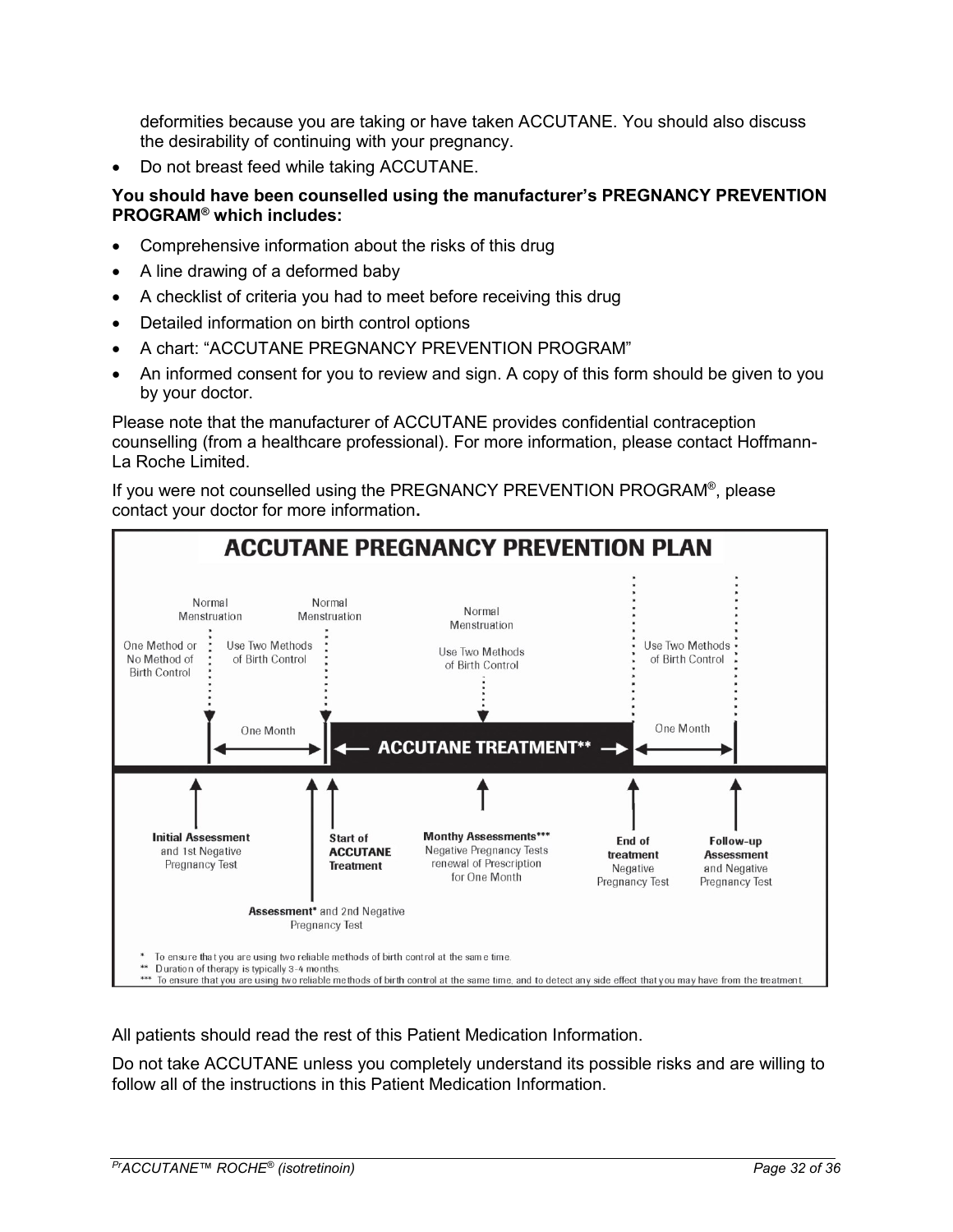deformities because you are taking or have taken ACCUTANE. You should also discuss the desirability of continuing with your pregnancy.

- Do not breast feed while taking ACCUTANE.

**You should have been counselled using the manufacturer's PREGNANCY PREVENTION PROGRAM® which includes:**

- Comprehensive information about the risks of this drug
- A line drawing of a deformed baby
- A checklist of criteria you had to meet before receiving this drug
- Detailed information on birth control options
- A chart: "ACCUTANE PREGNANCY PREVENTION PROGRAM"
- An informed consent for you to review and sign. A copy of this form should be given to you by your doctor.

Please note that the manufacturer of ACCUTANE provides confidential contraception counselling (from a healthcare professional). For more information, please contact Hoffmann-La Roche Limited.

If you were not counselled using the PREGNANCY PREVENTION PROGRAM®, please contact your doctor for more information**.**

**ACCUTANE PREGNANCY PREVENTION PLAN**

One Method or No Method of Birth Control

Normal Menstruation

Use Two Methods of Birth Control

One Month

Normal Menstruation

**ACCUTANE TREATMENT****

Normal Menstruation

Use Two Methods of Birth Control

Use Two Methods of Birth Control

One Month

**Initial Assessment** and 1st Negative Pregnancy Test

**Assessment*** and 2nd Negative Pregnancy Test

**Start of ACCUTANE Treatment**

**Monthy Assessments***** Negative Pregnancy Tests renewal of Prescription for One Month

**End of treatment** Negative Pregnancy Test

**Follow-up Assessment** and Negative Pregnancy Test

\* To ensure that you are using two reliable methods of birth control at the same time.
\*\* Duration of therapy is typically 3-4 months.
\*\*\* To ensure that you are using two reliable methods of birth control at the same time, and to detect any side effect that you may have from the treatment.

All patients should read the rest of this Patient Medication Information.

Do not take ACCUTANE unless you completely understand its possible risks and are willing to follow all of the instructions in this Patient Medication Information.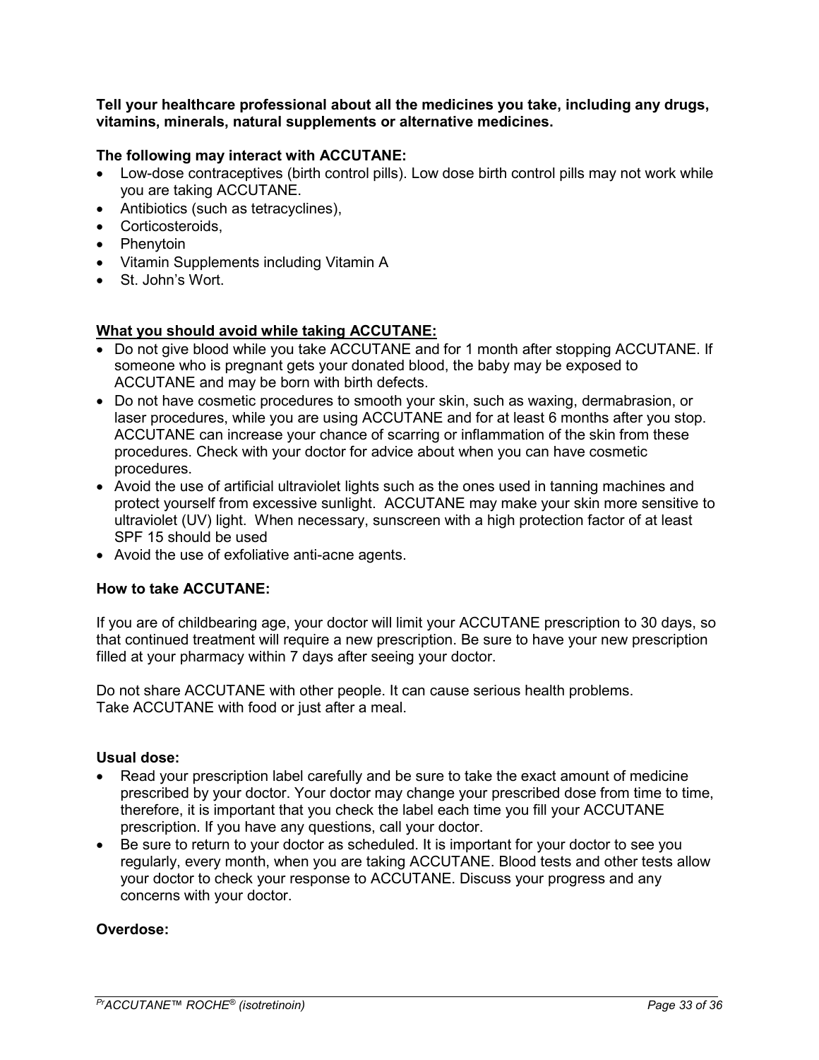**Tell your healthcare professional about all the medicines you take, including any drugs, vitamins, minerals, natural supplements or alternative medicines.**

**The following may interact with ACCUTANE:**

- Low-dose contraceptives (birth control pills). Low dose birth control pills may not work while you are taking ACCUTANE.
- Antibiotics (such as tetracyclines),
- Corticosteroids,
- Phenytoin
- Vitamin Supplements including Vitamin A
- St. John's Wort.

**<u>What you should avoid while taking ACCUTANE:</u>**

- Do not give blood while you take ACCUTANE and for 1 month after stopping ACCUTANE. If someone who is pregnant gets your donated blood, the baby may be exposed to ACCUTANE and may be born with birth defects.
- Do not have cosmetic procedures to smooth your skin, such as waxing, dermabrasion, or laser procedures, while you are using ACCUTANE and for at least 6 months after you stop. ACCUTANE can increase your chance of scarring or inflammation of the skin from these procedures. Check with your doctor for advice about when you can have cosmetic procedures.
- Avoid the use of artificial ultraviolet lights such as the ones used in tanning machines and protect yourself from excessive sunlight. ACCUTANE may make your skin more sensitive to ultraviolet (UV) light. When necessary, sunscreen with a high protection factor of at least SPF 15 should be used
- Avoid the use of exfoliative anti-acne agents.

**How to take ACCUTANE:**

If you are of childbearing age, your doctor will limit your ACCUTANE prescription to 30 days, so that continued treatment will require a new prescription. Be sure to have your new prescription filled at your pharmacy within 7 days after seeing your doctor.

Do not share ACCUTANE with other people. It can cause serious health problems.
Take ACCUTANE with food or just after a meal.

**Usual dose:**

- Read your prescription label carefully and be sure to take the exact amount of medicine prescribed by your doctor. Your doctor may change your prescribed dose from time to time, therefore, it is important that you check the label each time you fill your ACCUTANE prescription. If you have any questions, call your doctor.
- Be sure to return to your doctor as scheduled. It is important for your doctor to see you regularly, every month, when you are taking ACCUTANE. Blood tests and other tests allow your doctor to check your response to ACCUTANE. Discuss your progress and any concerns with your doctor.

**Overdose:**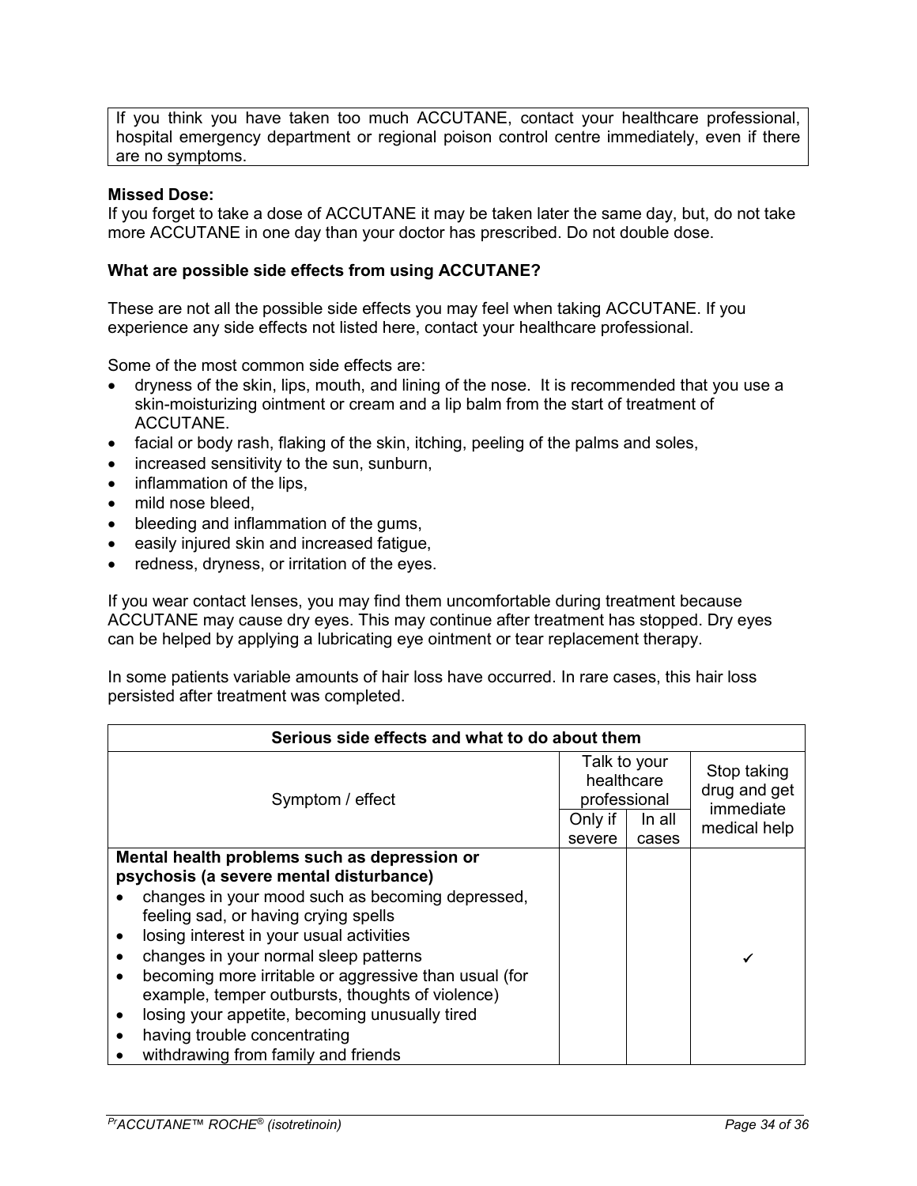If you think you have taken too much ACCUTANE, contact your healthcare professional, hospital emergency department or regional poison control centre immediately, even if there are no symptoms.

**Missed Dose:**

If you forget to take a dose of ACCUTANE it may be taken later the same day, but, do not take more ACCUTANE in one day than your doctor has prescribed. Do not double dose.

**What are possible side effects from using ACCUTANE?**

These are not all the possible side effects you may feel when taking ACCUTANE. If you experience any side effects not listed here, contact your healthcare professional.

Some of the most common side effects are:

- dryness of the skin, lips, mouth, and lining of the nose. It is recommended that you use a skin-moisturizing ointment or cream and a lip balm from the start of treatment of ACCUTANE.
- facial or body rash, flaking of the skin, itching, peeling of the palms and soles,
- increased sensitivity to the sun, sunburn,
- inflammation of the lips,
- mild nose bleed,
- bleeding and inflammation of the gums,
- easily injured skin and increased fatigue,
- redness, dryness, or irritation of the eyes.

If you wear contact lenses, you may find them uncomfortable during treatment because ACCUTANE may cause dry eyes. This may continue after treatment has stopped. Dry eyes can be helped by applying a lubricating eye ointment or tear replacement therapy.

In some patients variable amounts of hair loss have occurred. In rare cases, this hair loss persisted after treatment was completed.

| Serious side effects and what to do about them | | | |
|---|---|---|---|
| Symptom / effect | Talk to your healthcare professional | | Stop taking drug and get immediate medical help |
| | Only if severe | In all cases | |
| **Mental health problems such as depression or psychosis (a severe mental disturbance)**<br>• changes in your mood such as becoming depressed, feeling sad, or having crying spells<br>• losing interest in your usual activities<br>• changes in your normal sleep patterns<br>• becoming more irritable or aggressive than usual (for example, temper outbursts, thoughts of violence)<br>• losing your appetite, becoming unusually tired<br>• having trouble concentrating<br>• withdrawing from family and friends | | | ✓ |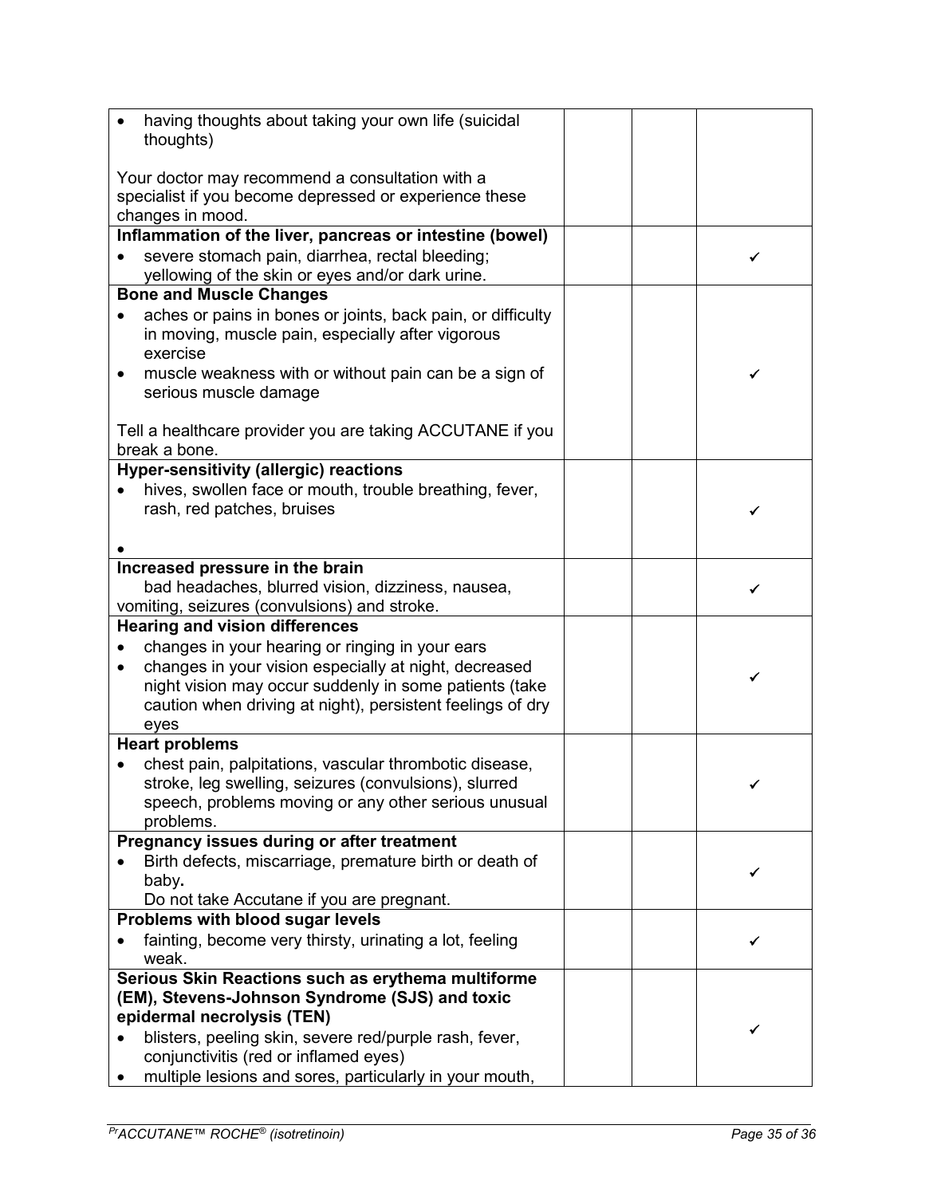| | | | |
|---|---|---|---|
| • having thoughts about taking your own life (suicidal thoughts)<br><br>Your doctor may recommend a consultation with a specialist if you become depressed or experience these changes in mood. | | | |
| **Inflammation of the liver, pancreas or intestine (bowel)**<br>• severe stomach pain, diarrhea, rectal bleeding; yellowing of the skin or eyes and/or dark urine. | | | ✓ |
| **Bone and Muscle Changes**<br>• aches or pains in bones or joints, back pain, or difficulty in moving, muscle pain, especially after vigorous exercise<br>• muscle weakness with or without pain can be a sign of serious muscle damage<br><br>Tell a healthcare provider you are taking ACCUTANE if you break a bone. | | | ✓ |
| **Hyper-sensitivity (allergic) reactions**<br>• hives, swollen face or mouth, trouble breathing, fever, rash, red patches, bruises<br>• | | | ✓ |
| **Increased pressure in the brain**<br>bad headaches, blurred vision, dizziness, nausea, vomiting, seizures (convulsions) and stroke. | | | ✓ |
| **Hearing and vision differences**<br>• changes in your hearing or ringing in your ears<br>• changes in your vision especially at night, decreased night vision may occur suddenly in some patients (take caution when driving at night), persistent feelings of dry eyes | | | ✓ |
| **Heart problems**<br>• chest pain, palpitations, vascular thrombotic disease, stroke, leg swelling, seizures (convulsions), slurred speech, problems moving or any other serious unusual problems. | | | ✓ |
| **Pregnancy issues during or after treatment**<br>• Birth defects, miscarriage, premature birth or death of baby**.**<br>Do not take Accutane if you are pregnant. | | | ✓ |
| **Problems with blood sugar levels**<br>• fainting, become very thirsty, urinating a lot, feeling weak. | | | ✓ |
| **Serious Skin Reactions such as erythema multiforme (EM), Stevens-Johnson Syndrome (SJS) and toxic epidermal necrolysis (TEN)**<br>• blisters, peeling skin, severe red/purple rash, fever, conjunctivitis (red or inflamed eyes)<br>• multiple lesions and sores, particularly in your mouth, | | | ✓ |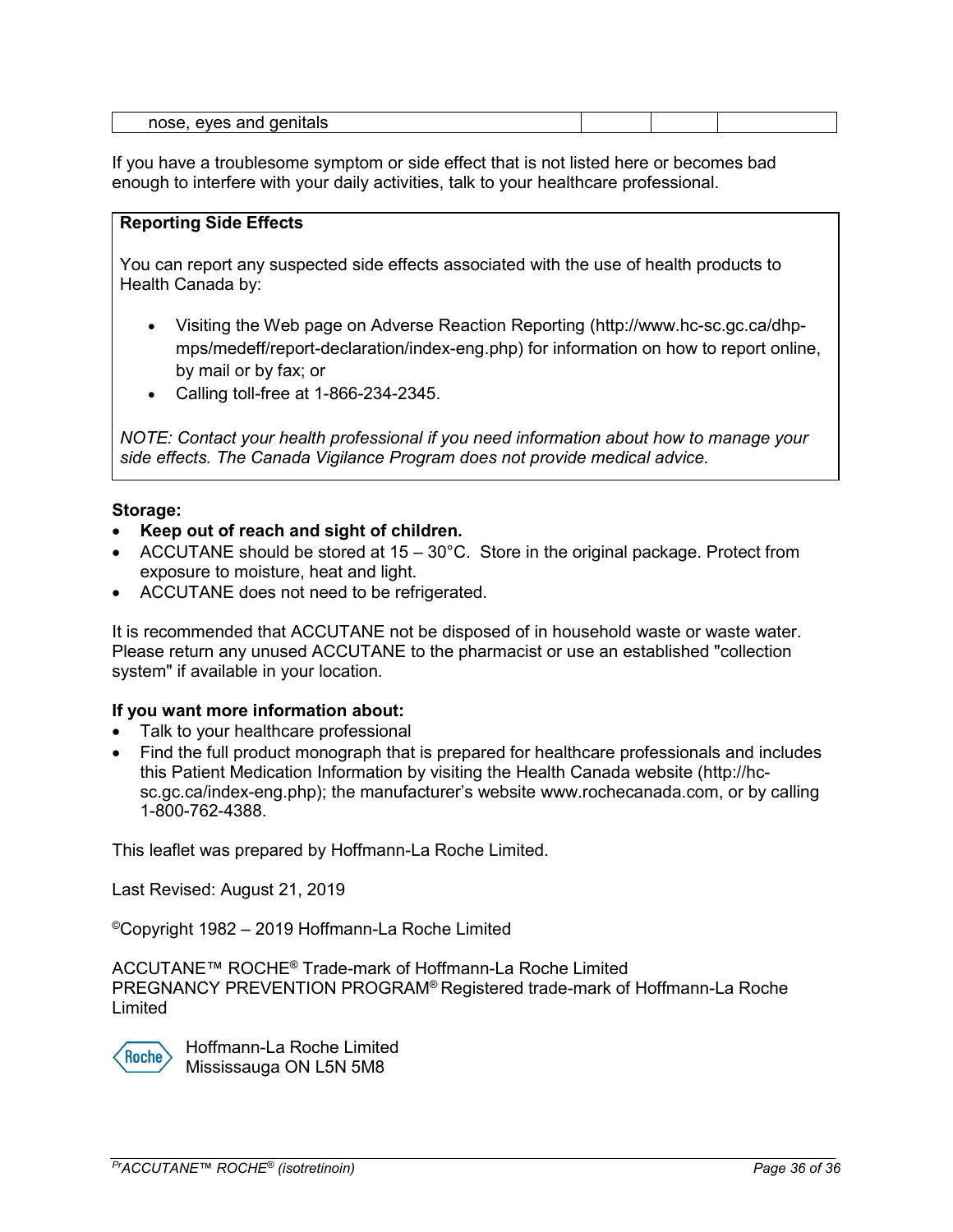| | | | |
|---|---|---|---|
| nose, eyes and genitals | | | |

If you have a troublesome symptom or side effect that is not listed here or becomes bad enough to interfere with your daily activities, talk to your healthcare professional.

**Reporting Side Effects**

You can report any suspected side effects associated with the use of health products to Health Canada by:

- Visiting the Web page on Adverse Reaction Reporting (http://www.hc-sc.gc.ca/dhp-mps/medeff/report-declaration/index-eng.php) for information on how to report online, by mail or by fax; or
- Calling toll-free at 1-866-234-2345.

*NOTE: Contact your health professional if you need information about how to manage your side effects. The Canada Vigilance Program does not provide medical advice.*

**Storage:**

- **Keep out of reach and sight of children.**
- ACCUTANE should be stored at 15 – 30°C. Store in the original package. Protect from exposure to moisture, heat and light.
- ACCUTANE does not need to be refrigerated.

It is recommended that ACCUTANE not be disposed of in household waste or waste water. Please return any unused ACCUTANE to the pharmacist or use an established "collection system" if available in your location.

**If you want more information about:**

- Talk to your healthcare professional
- Find the full product monograph that is prepared for healthcare professionals and includes this Patient Medication Information by visiting the Health Canada website (http://hc-sc.gc.ca/index-eng.php); the manufacturer's website www.rochecanada.com, or by calling 1-800-762-4388.

This leaflet was prepared by Hoffmann-La Roche Limited.

Last Revised: August 21, 2019

©Copyright 1982 – 2019 Hoffmann-La Roche Limited

ACCUTANE™ ROCHE® Trade-mark of Hoffmann-La Roche Limited
PREGNANCY PREVENTION PROGRAM® Registered trade-mark of Hoffmann-La Roche Limited

Roche

Hoffmann-La Roche Limited
Mississauga ON L5N 5M8